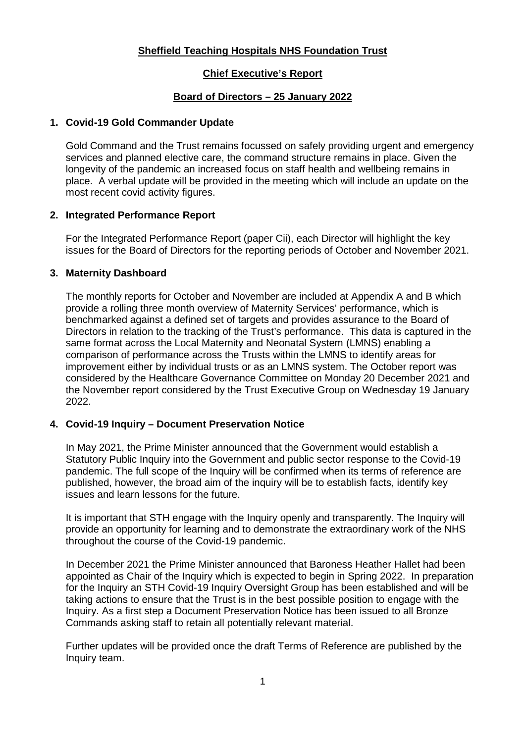**Sheffield Teaching Hospitals NHS Foundation Trust**

**Chief Executive's Report**

**Board of Directors – 25 January 2022**

## 1. Covid-19 Gold Commander Update

Gold Command and the Trust remains focussed on safely providing urgent and emergency services and planned elective care, the command structure remains in place. Given the longevity of the pandemic an increased focus on staff health and wellbeing remains in place. A verbal update will be provided in the meeting which will include an update on the most recent covid activity figures.

## 2. Integrated Performance Report

For the Integrated Performance Report (paper Cii), each Director will highlight the key issues for the Board of Directors for the reporting periods of October and November 2021.

## 3. Maternity Dashboard

The monthly reports for October and November are included at Appendix A and B which provide a rolling three month overview of Maternity Services' performance, which is benchmarked against a defined set of targets and provides assurance to the Board of Directors in relation to the tracking of the Trust's performance. This data is captured in the same format across the Local Maternity and Neonatal System (LMNS) enabling a comparison of performance across the Trusts within the LMNS to identify areas for improvement either by individual trusts or as an LMNS system. The October report was considered by the Healthcare Governance Committee on Monday 20 December 2021 and the November report considered by the Trust Executive Group on Wednesday 19 January 2022.

## 4. Covid-19 Inquiry – Document Preservation Notice

In May 2021, the Prime Minister announced that the Government would establish a Statutory Public Inquiry into the Government and public sector response to the Covid-19 pandemic. The full scope of the Inquiry will be confirmed when its terms of reference are published, however, the broad aim of the inquiry will be to establish facts, identify key issues and learn lessons for the future.

It is important that STH engage with the Inquiry openly and transparently. The Inquiry will provide an opportunity for learning and to demonstrate the extraordinary work of the NHS throughout the course of the Covid-19 pandemic.

In December 2021 the Prime Minister announced that Baroness Heather Hallet had been appointed as Chair of the Inquiry which is expected to begin in Spring 2022. In preparation for the Inquiry an STH Covid-19 Inquiry Oversight Group has been established and will be taking actions to ensure that the Trust is in the best possible position to engage with the Inquiry. As a first step a Document Preservation Notice has been issued to all Bronze Commands asking staff to retain all potentially relevant material.

Further updates will be provided once the draft Terms of Reference are published by the Inquiry team.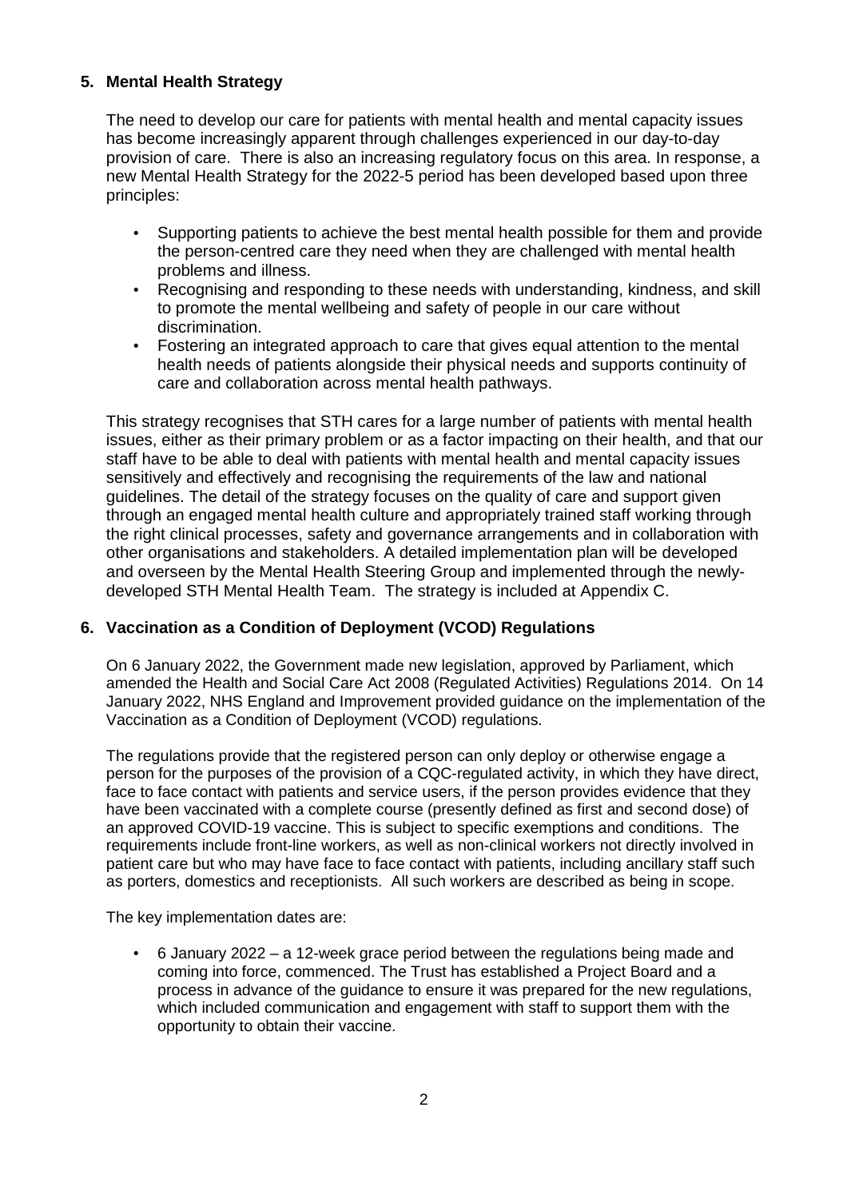## 5. Mental Health Strategy

The need to develop our care for patients with mental health and mental capacity issues has become increasingly apparent through challenges experienced in our day-to-day provision of care. There is also an increasing regulatory focus on this area. In response, a new Mental Health Strategy for the 2022-5 period has been developed based upon three principles:

- Supporting patients to achieve the best mental health possible for them and provide the person-centred care they need when they are challenged with mental health problems and illness.
- Recognising and responding to these needs with understanding, kindness, and skill to promote the mental wellbeing and safety of people in our care without discrimination.
- Fostering an integrated approach to care that gives equal attention to the mental health needs of patients alongside their physical needs and supports continuity of care and collaboration across mental health pathways.

This strategy recognises that STH cares for a large number of patients with mental health issues, either as their primary problem or as a factor impacting on their health, and that our staff have to be able to deal with patients with mental health and mental capacity issues sensitively and effectively and recognising the requirements of the law and national guidelines. The detail of the strategy focuses on the quality of care and support given through an engaged mental health culture and appropriately trained staff working through the right clinical processes, safety and governance arrangements and in collaboration with other organisations and stakeholders. A detailed implementation plan will be developed and overseen by the Mental Health Steering Group and implemented through the newly-developed STH Mental Health Team. The strategy is included at Appendix C.

## 6. Vaccination as a Condition of Deployment (VCOD) Regulations

On 6 January 2022, the Government made new legislation, approved by Parliament, which amended the Health and Social Care Act 2008 (Regulated Activities) Regulations 2014. On 14 January 2022, NHS England and Improvement provided guidance on the implementation of the Vaccination as a Condition of Deployment (VCOD) regulations.

The regulations provide that the registered person can only deploy or otherwise engage a person for the purposes of the provision of a CQC-regulated activity, in which they have direct, face to face contact with patients and service users, if the person provides evidence that they have been vaccinated with a complete course (presently defined as first and second dose) of an approved COVID-19 vaccine. This is subject to specific exemptions and conditions. The requirements include front-line workers, as well as non-clinical workers not directly involved in patient care but who may have face to face contact with patients, including ancillary staff such as porters, domestics and receptionists. All such workers are described as being in scope.

The key implementation dates are:

- 6 January 2022 – a 12-week grace period between the regulations being made and coming into force, commenced. The Trust has established a Project Board and a process in advance of the guidance to ensure it was prepared for the new regulations, which included communication and engagement with staff to support them with the opportunity to obtain their vaccine.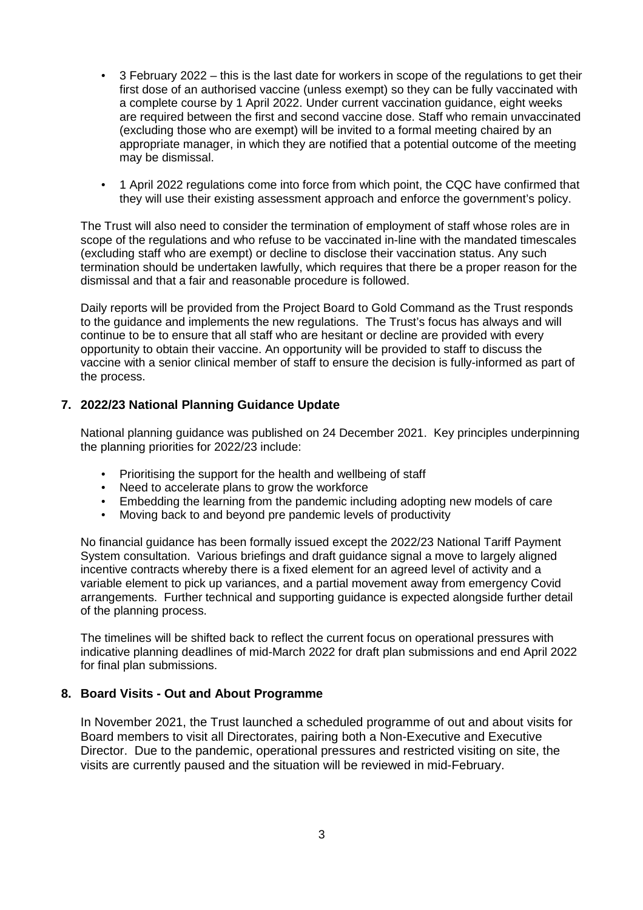- 3 February 2022 – this is the last date for workers in scope of the regulations to get their first dose of an authorised vaccine (unless exempt) so they can be fully vaccinated with a complete course by 1 April 2022. Under current vaccination guidance, eight weeks are required between the first and second vaccine dose. Staff who remain unvaccinated (excluding those who are exempt) will be invited to a formal meeting chaired by an appropriate manager, in which they are notified that a potential outcome of the meeting may be dismissal.
- 1 April 2022 regulations come into force from which point, the CQC have confirmed that they will use their existing assessment approach and enforce the government's policy.

The Trust will also need to consider the termination of employment of staff whose roles are in scope of the regulations and who refuse to be vaccinated in-line with the mandated timescales (excluding staff who are exempt) or decline to disclose their vaccination status. Any such termination should be undertaken lawfully, which requires that there be a proper reason for the dismissal and that a fair and reasonable procedure is followed.

Daily reports will be provided from the Project Board to Gold Command as the Trust responds to the guidance and implements the new regulations. The Trust's focus has always and will continue to be to ensure that all staff who are hesitant or decline are provided with every opportunity to obtain their vaccine. An opportunity will be provided to staff to discuss the vaccine with a senior clinical member of staff to ensure the decision is fully-informed as part of the process.

## 7. 2022/23 National Planning Guidance Update

National planning guidance was published on 24 December 2021. Key principles underpinning the planning priorities for 2022/23 include:

- Prioritising the support for the health and wellbeing of staff
- Need to accelerate plans to grow the workforce
- Embedding the learning from the pandemic including adopting new models of care
- Moving back to and beyond pre pandemic levels of productivity

No financial guidance has been formally issued except the 2022/23 National Tariff Payment System consultation. Various briefings and draft guidance signal a move to largely aligned incentive contracts whereby there is a fixed element for an agreed level of activity and a variable element to pick up variances, and a partial movement away from emergency Covid arrangements. Further technical and supporting guidance is expected alongside further detail of the planning process.

The timelines will be shifted back to reflect the current focus on operational pressures with indicative planning deadlines of mid-March 2022 for draft plan submissions and end April 2022 for final plan submissions.

## 8. Board Visits - Out and About Programme

In November 2021, the Trust launched a scheduled programme of out and about visits for Board members to visit all Directorates, pairing both a Non-Executive and Executive Director. Due to the pandemic, operational pressures and restricted visiting on site, the visits are currently paused and the situation will be reviewed in mid-February.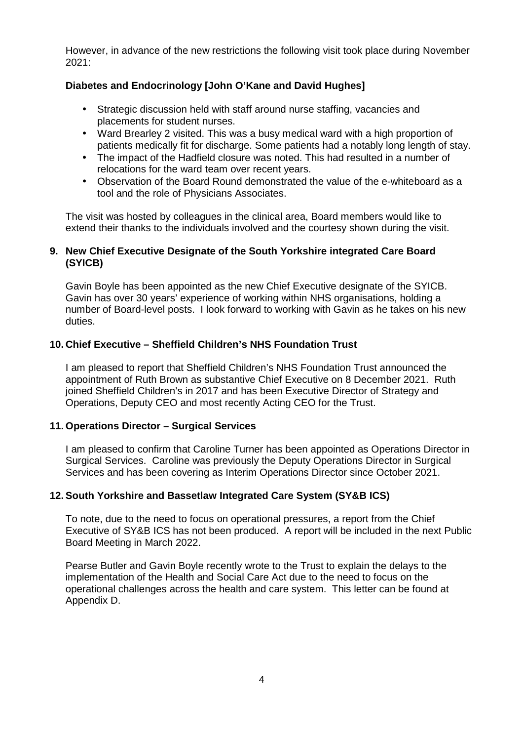However, in advance of the new restrictions the following visit took place during November 2021:

**Diabetes and Endocrinology [John O'Kane and David Hughes]**

- Strategic discussion held with staff around nurse staffing, vacancies and placements for student nurses.
- Ward Brearley 2 visited. This was a busy medical ward with a high proportion of patients medically fit for discharge. Some patients had a notably long length of stay.
- The impact of the Hadfield closure was noted. This had resulted in a number of relocations for the ward team over recent years.
- Observation of the Board Round demonstrated the value of the e-whiteboard as a tool and the role of Physicians Associates.

The visit was hosted by colleagues in the clinical area, Board members would like to extend their thanks to the individuals involved and the courtesy shown during the visit.

## 9. New Chief Executive Designate of the South Yorkshire integrated Care Board (SYICB)

Gavin Boyle has been appointed as the new Chief Executive designate of the SYICB. Gavin has over 30 years' experience of working within NHS organisations, holding a number of Board-level posts. I look forward to working with Gavin as he takes on his new duties.

## 10. Chief Executive – Sheffield Children's NHS Foundation Trust

I am pleased to report that Sheffield Children's NHS Foundation Trust announced the appointment of Ruth Brown as substantive Chief Executive on 8 December 2021. Ruth joined Sheffield Children's in 2017 and has been Executive Director of Strategy and Operations, Deputy CEO and most recently Acting CEO for the Trust.

## 11. Operations Director – Surgical Services

I am pleased to confirm that Caroline Turner has been appointed as Operations Director in Surgical Services. Caroline was previously the Deputy Operations Director in Surgical Services and has been covering as Interim Operations Director since October 2021.

## 12. South Yorkshire and Bassetlaw Integrated Care System (SY&B ICS)

To note, due to the need to focus on operational pressures, a report from the Chief Executive of SY&B ICS has not been produced. A report will be included in the next Public Board Meeting in March 2022.

Pearse Butler and Gavin Boyle recently wrote to the Trust to explain the delays to the implementation of the Health and Social Care Act due to the need to focus on the operational challenges across the health and care system. This letter can be found at Appendix D.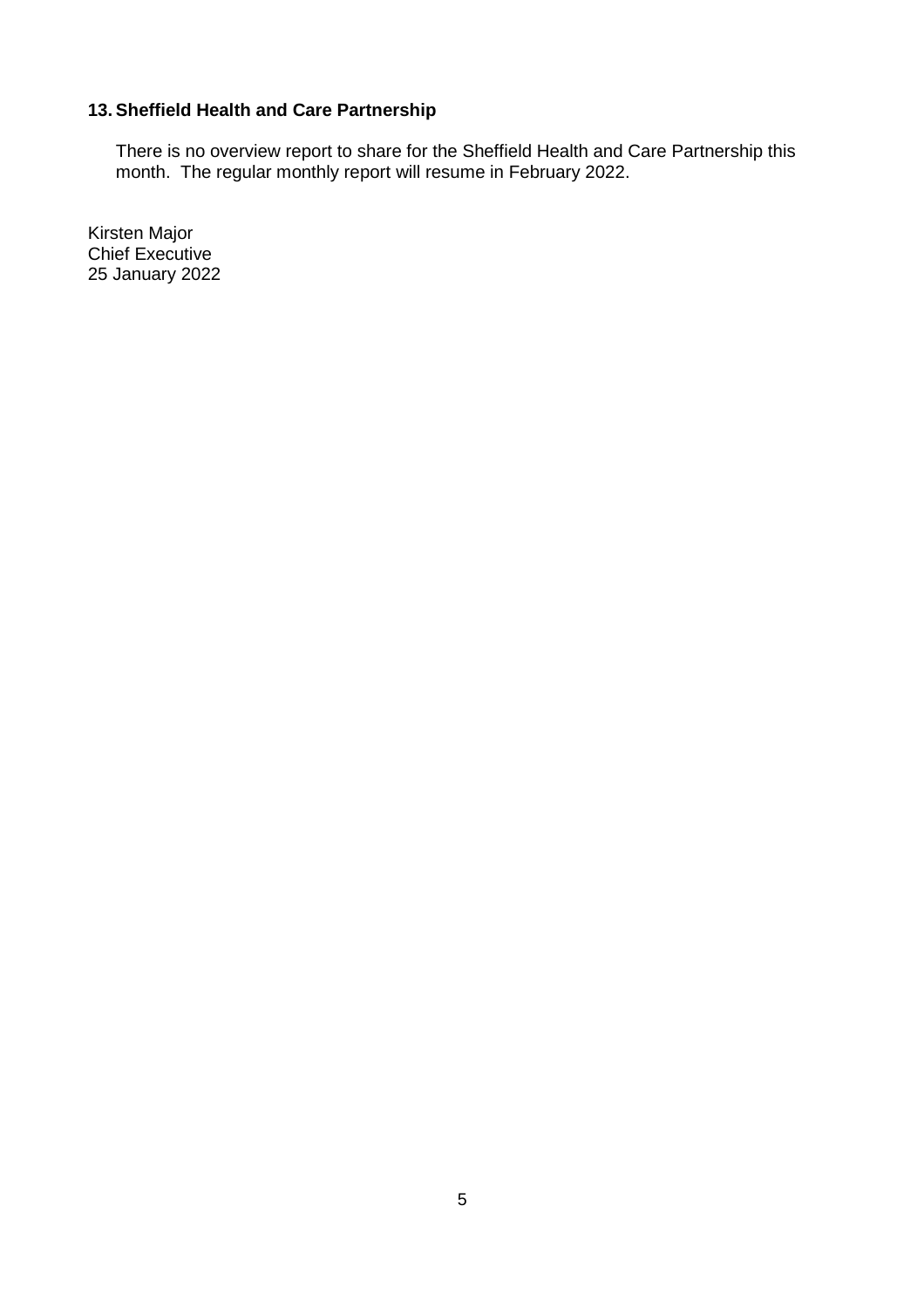## 13. Sheffield Health and Care Partnership

There is no overview report to share for the Sheffield Health and Care Partnership this month. The regular monthly report will resume in February 2022.

Kirsten Major
Chief Executive
25 January 2022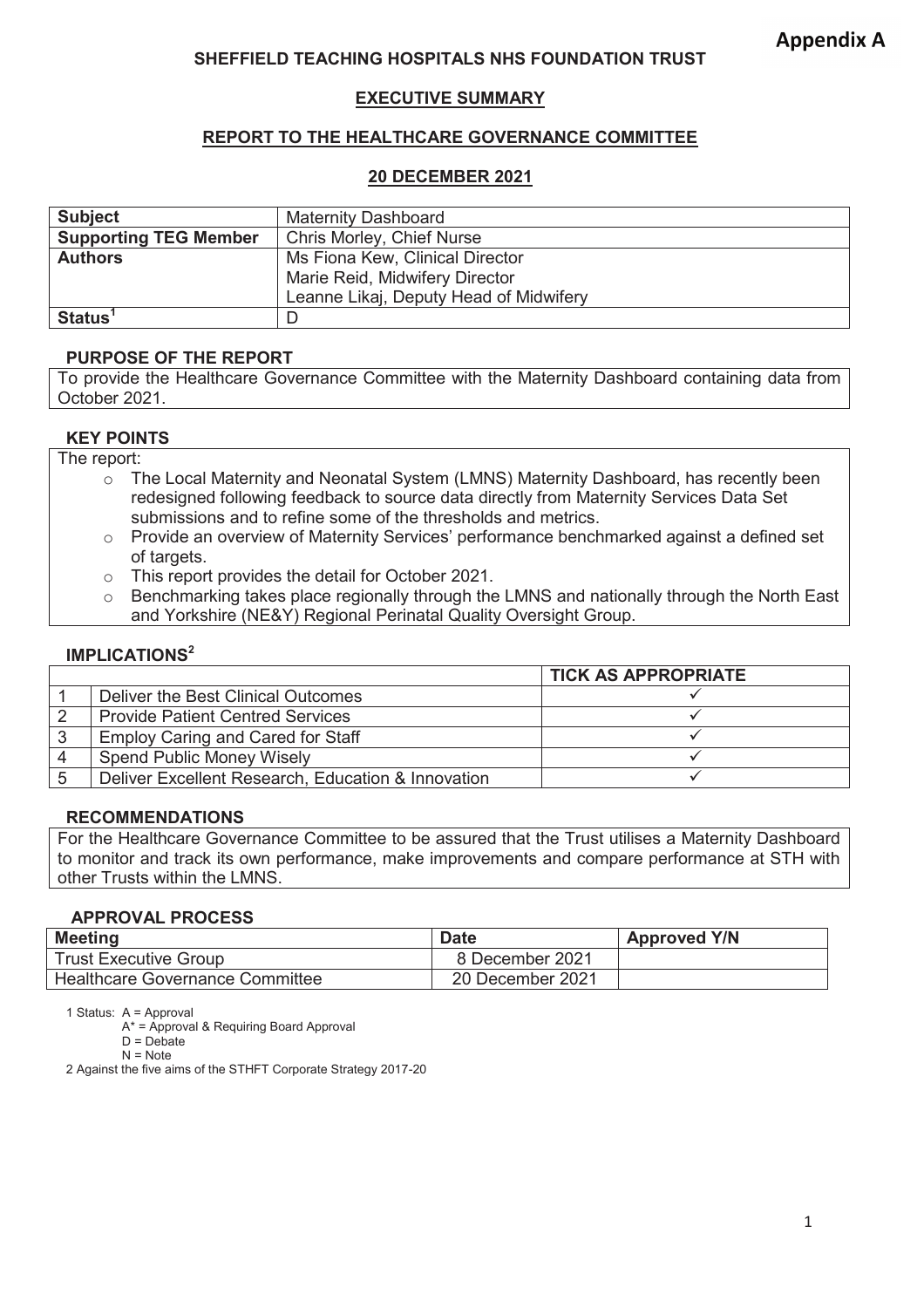**Appendix A**

**SHEFFIELD TEACHING HOSPITALS NHS FOUNDATION TRUST**

**EXECUTIVE SUMMARY**

**REPORT TO THE HEALTHCARE GOVERNANCE COMMITTEE**

**20 DECEMBER 2021**

| | |
|---|---|
| **Subject** | Maternity Dashboard |
| **Supporting TEG Member** | Chris Morley, Chief Nurse |
| **Authors** | Ms Fiona Kew, Clinical Director<br>Marie Reid, Midwifery Director<br>Leanne Likaj, Deputy Head of Midwifery |
| **Status**[1] | D |

**PURPOSE OF THE REPORT**

To provide the Healthcare Governance Committee with the Maternity Dashboard containing data from October 2021.

**KEY POINTS**

The report:

- The Local Maternity and Neonatal System (LMNS) Maternity Dashboard, has recently been redesigned following feedback to source data directly from Maternity Services Data Set submissions and to refine some of the thresholds and metrics.
- Provide an overview of Maternity Services' performance benchmarked against a defined set of targets.
- This report provides the detail for October 2021.
- Benchmarking takes place regionally through the LMNS and nationally through the North East and Yorkshire (NE&Y) Regional Perinatal Quality Oversight Group.

**IMPLICATIONS**[2]

| | | TICK AS APPROPRIATE |
|---|---|---|
| 1 | Deliver the Best Clinical Outcomes | ✓ |
| 2 | Provide Patient Centred Services | ✓ |
| 3 | Employ Caring and Cared for Staff | ✓ |
| 4 | Spend Public Money Wisely | ✓ |
| 5 | Deliver Excellent Research, Education & Innovation | ✓ |

**RECOMMENDATIONS**

For the Healthcare Governance Committee to be assured that the Trust utilises a Maternity Dashboard to monitor and track its own performance, make improvements and compare performance at STH with other Trusts within the LMNS.

**APPROVAL PROCESS**

| Meeting | Date | Approved Y/N |
|---|---|---|
| Trust Executive Group | 8 December 2021 | |
| Healthcare Governance Committee | 20 December 2021 | |

1 Status: A = Approval
A* = Approval & Requiring Board Approval
D = Debate
N = Note

2 Against the five aims of the STHFT Corporate Strategy 2017-20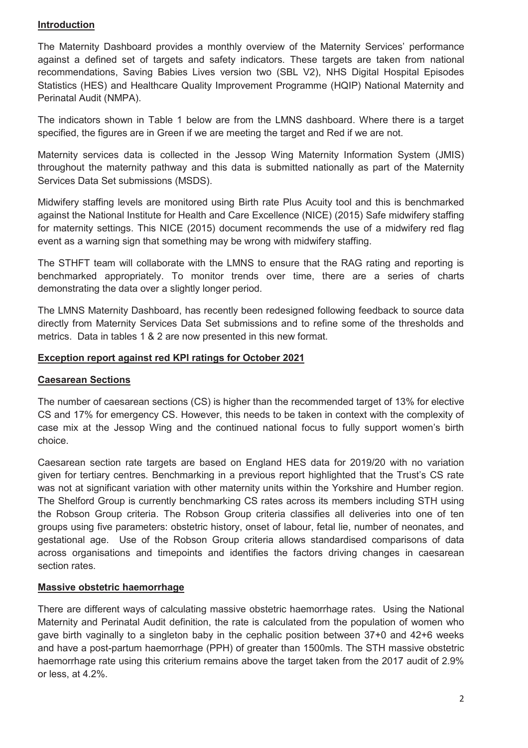## Introduction

The Maternity Dashboard provides a monthly overview of the Maternity Services' performance against a defined set of targets and safety indicators. These targets are taken from national recommendations, Saving Babies Lives version two (SBL V2), NHS Digital Hospital Episodes Statistics (HES) and Healthcare Quality Improvement Programme (HQIP) National Maternity and Perinatal Audit (NMPA).

The indicators shown in Table 1 below are from the LMNS dashboard. Where there is a target specified, the figures are in Green if we are meeting the target and Red if we are not.

Maternity services data is collected in the Jessop Wing Maternity Information System (JMIS) throughout the maternity pathway and this data is submitted nationally as part of the Maternity Services Data Set submissions (MSDS).

Midwifery staffing levels are monitored using Birth rate Plus Acuity tool and this is benchmarked against the National Institute for Health and Care Excellence (NICE) (2015) Safe midwifery staffing for maternity settings. This NICE (2015) document recommends the use of a midwifery red flag event as a warning sign that something may be wrong with midwifery staffing.

The STHFT team will collaborate with the LMNS to ensure that the RAG rating and reporting is benchmarked appropriately. To monitor trends over time, there are a series of charts demonstrating the data over a slightly longer period.

The LMNS Maternity Dashboard, has recently been redesigned following feedback to source data directly from Maternity Services Data Set submissions and to refine some of the thresholds and metrics. Data in tables 1 & 2 are now presented in this new format.

## Exception report against red KPI ratings for October 2021

### Caesarean Sections

The number of caesarean sections (CS) is higher than the recommended target of 13% for elective CS and 17% for emergency CS. However, this needs to be taken in context with the complexity of case mix at the Jessop Wing and the continued national focus to fully support women's birth choice.

Caesarean section rate targets are based on England HES data for 2019/20 with no variation given for tertiary centres. Benchmarking in a previous report highlighted that the Trust's CS rate was not at significant variation with other maternity units within the Yorkshire and Humber region. The Shelford Group is currently benchmarking CS rates across its members including STH using the Robson Group criteria. The Robson Group criteria classifies all deliveries into one of ten groups using five parameters: obstetric history, onset of labour, fetal lie, number of neonates, and gestational age. Use of the Robson Group criteria allows standardised comparisons of data across organisations and timepoints and identifies the factors driving changes in caesarean section rates.

### Massive obstetric haemorrhage

There are different ways of calculating massive obstetric haemorrhage rates. Using the National Maternity and Perinatal Audit definition, the rate is calculated from the population of women who gave birth vaginally to a singleton baby in the cephalic position between 37+0 and 42+6 weeks and have a post-partum haemorrhage (PPH) of greater than 1500mls. The STH massive obstetric haemorrhage rate using this criterium remains above the target taken from the 2017 audit of 2.9% or less, at 4.2%.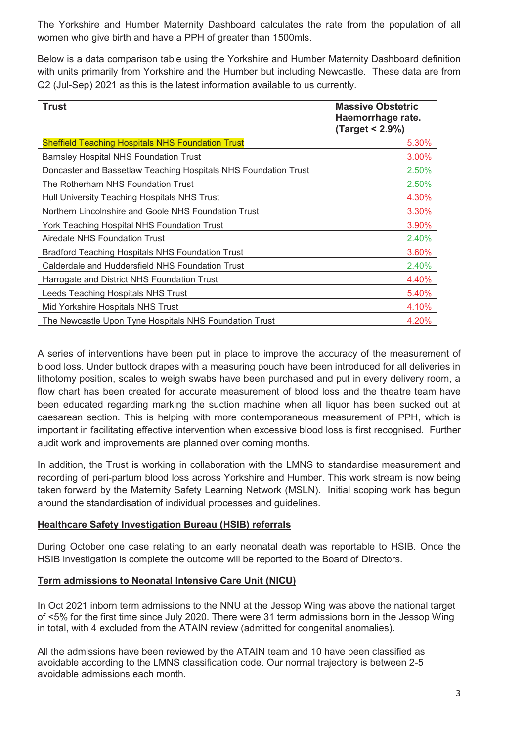The Yorkshire and Humber Maternity Dashboard calculates the rate from the population of all women who give birth and have a PPH of greater than 1500mls.

Below is a data comparison table using the Yorkshire and Humber Maternity Dashboard definition with units primarily from Yorkshire and the Humber but including Newcastle. These data are from Q2 (Jul-Sep) 2021 as this is the latest information available to us currently.

| **Trust** | **Massive Obstetric Haemorrhage rate. (Target < 2.9%)** |
|---|---|
| Sheffield Teaching Hospitals NHS Foundation Trust | 5.30% |
| Barnsley Hospital NHS Foundation Trust | 3.00% |
| Doncaster and Bassetlaw Teaching Hospitals NHS Foundation Trust | 2.50% |
| The Rotherham NHS Foundation Trust | 2.50% |
| Hull University Teaching Hospitals NHS Trust | 4.30% |
| Northern Lincolnshire and Goole NHS Foundation Trust | 3.30% |
| York Teaching Hospital NHS Foundation Trust | 3.90% |
| Airedale NHS Foundation Trust | 2.40% |
| Bradford Teaching Hospitals NHS Foundation Trust | 3.60% |
| Calderdale and Huddersfield NHS Foundation Trust | 2.40% |
| Harrogate and District NHS Foundation Trust | 4.40% |
| Leeds Teaching Hospitals NHS Trust | 5.40% |
| Mid Yorkshire Hospitals NHS Trust | 4.10% |
| The Newcastle Upon Tyne Hospitals NHS Foundation Trust | 4.20% |

A series of interventions have been put in place to improve the accuracy of the measurement of blood loss. Under buttock drapes with a measuring pouch have been introduced for all deliveries in lithotomy position, scales to weigh swabs have been purchased and put in every delivery room, a flow chart has been created for accurate measurement of blood loss and the theatre team have been educated regarding marking the suction machine when all liquor has been sucked out at caesarean section. This is helping with more contemporaneous measurement of PPH, which is important in facilitating effective intervention when excessive blood loss is first recognised. Further audit work and improvements are planned over coming months.

In addition, the Trust is working in collaboration with the LMNS to standardise measurement and recording of peri-partum blood loss across Yorkshire and Humber. This work stream is now being taken forward by the Maternity Safety Learning Network (MSLN). Initial scoping work has begun around the standardisation of individual processes and guidelines.

**Healthcare Safety Investigation Bureau (HSIB) referrals**

During October one case relating to an early neonatal death was reportable to HSIB. Once the HSIB investigation is complete the outcome will be reported to the Board of Directors.

**Term admissions to Neonatal Intensive Care Unit (NICU)**

In Oct 2021 inborn term admissions to the NNU at the Jessop Wing was above the national target of <5% for the first time since July 2020. There were 31 term admissions born in the Jessop Wing in total, with 4 excluded from the ATAIN review (admitted for congenital anomalies).

All the admissions have been reviewed by the ATAIN team and 10 have been classified as avoidable according to the LMNS classification code. Our normal trajectory is between 2-5 avoidable admissions each month.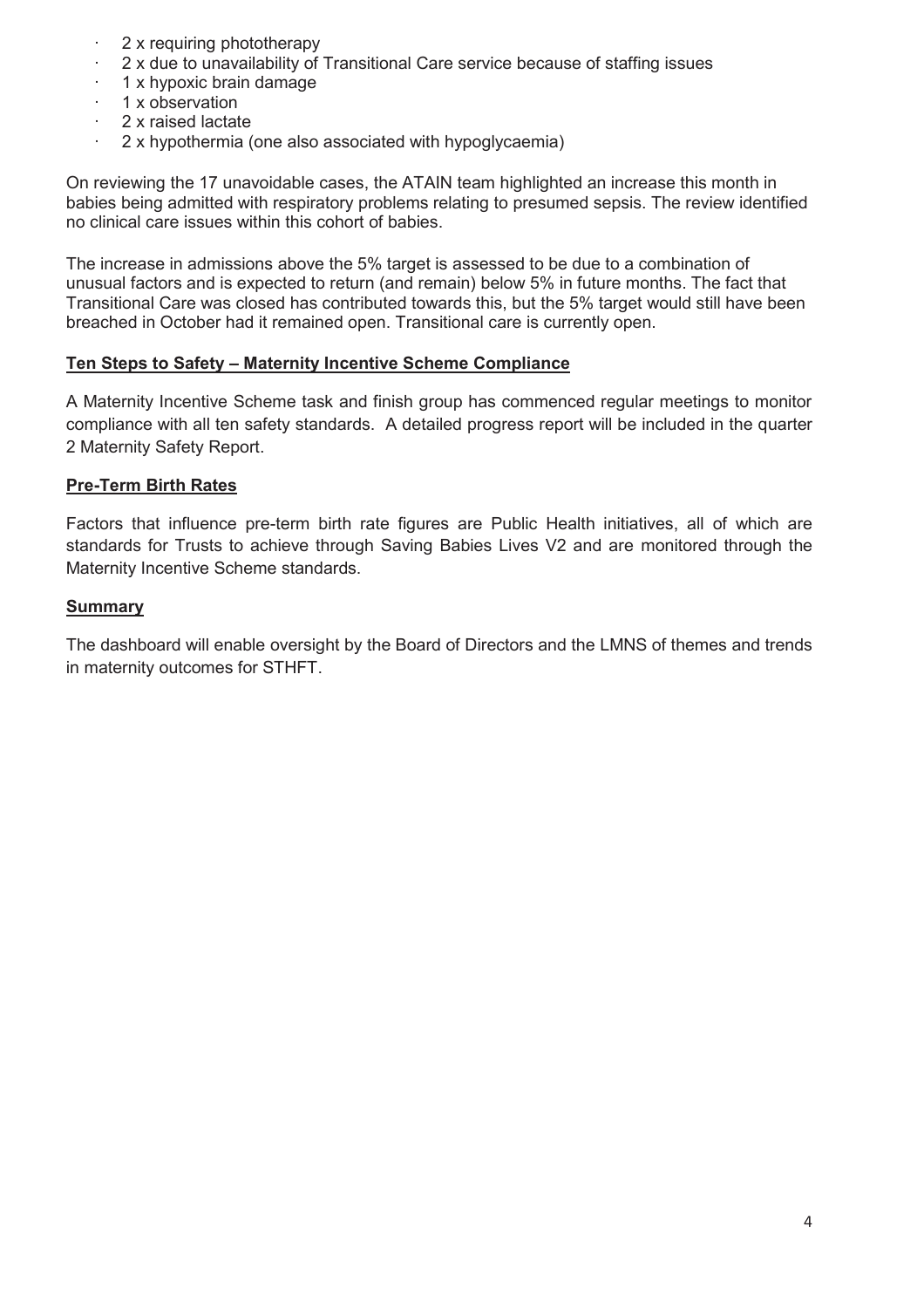- 2 x requiring phototherapy
- 2 x due to unavailability of Transitional Care service because of staffing issues
- 1 x hypoxic brain damage
- 1 x observation
- 2 x raised lactate
- 2 x hypothermia (one also associated with hypoglycaemia)

On reviewing the 17 unavoidable cases, the ATAIN team highlighted an increase this month in babies being admitted with respiratory problems relating to presumed sepsis. The review identified no clinical care issues within this cohort of babies.

The increase in admissions above the 5% target is assessed to be due to a combination of unusual factors and is expected to return (and remain) below 5% in future months. The fact that Transitional Care was closed has contributed towards this, but the 5% target would still have been breached in October had it remained open. Transitional care is currently open.

**Ten Steps to Safety – Maternity Incentive Scheme Compliance**

A Maternity Incentive Scheme task and finish group has commenced regular meetings to monitor compliance with all ten safety standards. A detailed progress report will be included in the quarter 2 Maternity Safety Report.

**Pre-Term Birth Rates**

Factors that influence pre-term birth rate figures are Public Health initiatives, all of which are standards for Trusts to achieve through Saving Babies Lives V2 and are monitored through the Maternity Incentive Scheme standards.

**Summary**

The dashboard will enable oversight by the Board of Directors and the LMNS of themes and trends in maternity outcomes for STHFT.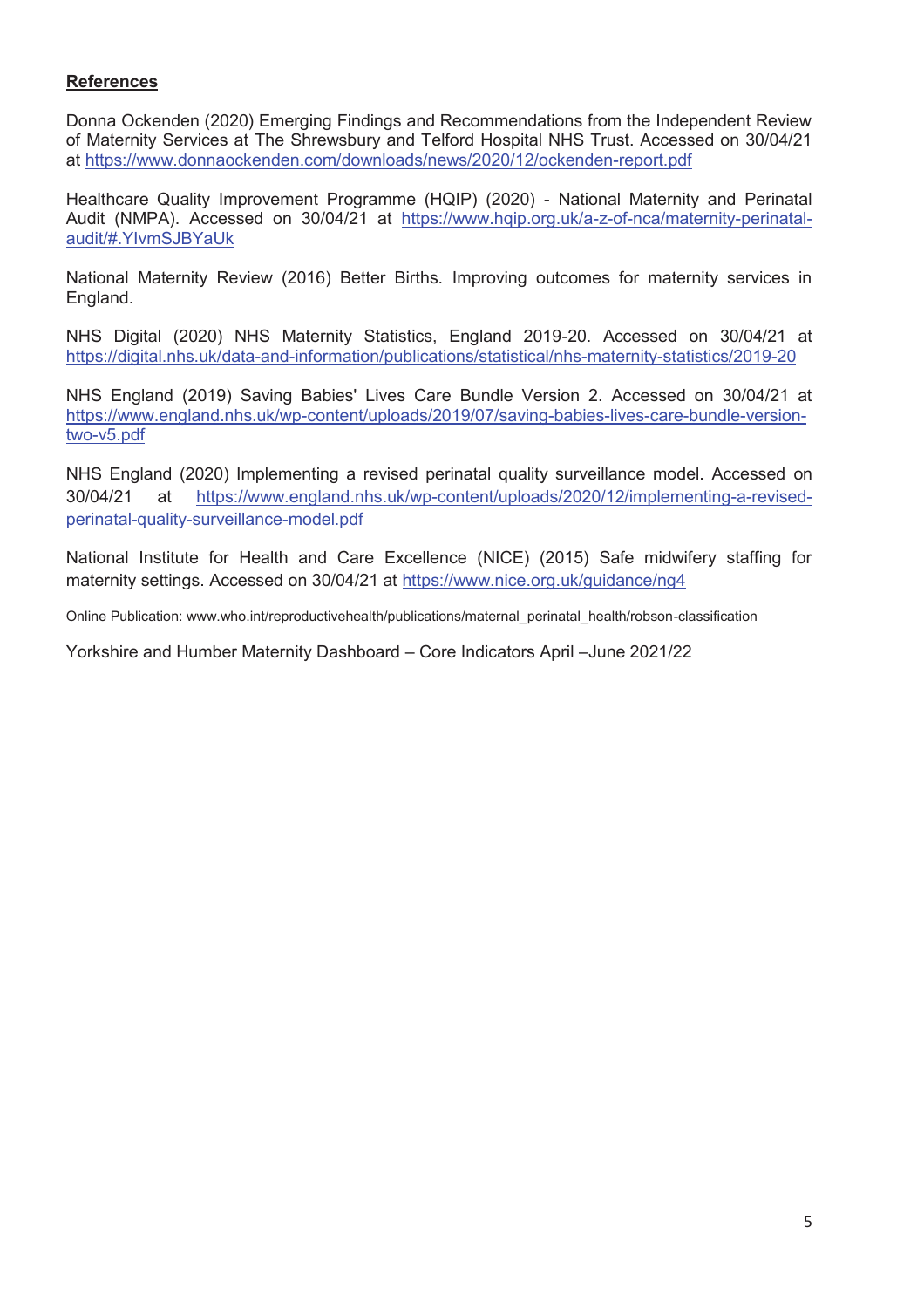## References

Donna Ockenden (2020) Emerging Findings and Recommendations from the Independent Review of Maternity Services at The Shrewsbury and Telford Hospital NHS Trust. Accessed on 30/04/21 at https://www.donnaockenden.com/downloads/news/2020/12/ockenden-report.pdf

Healthcare Quality Improvement Programme (HQIP) (2020) - National Maternity and Perinatal Audit (NMPA). Accessed on 30/04/21 at https://www.hqip.org.uk/a-z-of-nca/maternity-perinatal-audit/#.YIvmSJBYaUk

National Maternity Review (2016) Better Births. Improving outcomes for maternity services in England.

NHS Digital (2020) NHS Maternity Statistics, England 2019-20. Accessed on 30/04/21 at https://digital.nhs.uk/data-and-information/publications/statistical/nhs-maternity-statistics/2019-20

NHS England (2019) Saving Babies' Lives Care Bundle Version 2. Accessed on 30/04/21 at https://www.england.nhs.uk/wp-content/uploads/2019/07/saving-babies-lives-care-bundle-version-two-v5.pdf

NHS England (2020) Implementing a revised perinatal quality surveillance model. Accessed on 30/04/21 at https://www.england.nhs.uk/wp-content/uploads/2020/12/implementing-a-revised-perinatal-quality-surveillance-model.pdf

National Institute for Health and Care Excellence (NICE) (2015) Safe midwifery staffing for maternity settings. Accessed on 30/04/21 at https://www.nice.org.uk/guidance/ng4

Online Publication: www.who.int/reproductivehealth/publications/maternal_perinatal_health/robson-classification

Yorkshire and Humber Maternity Dashboard – Core Indicators April –June 2021/22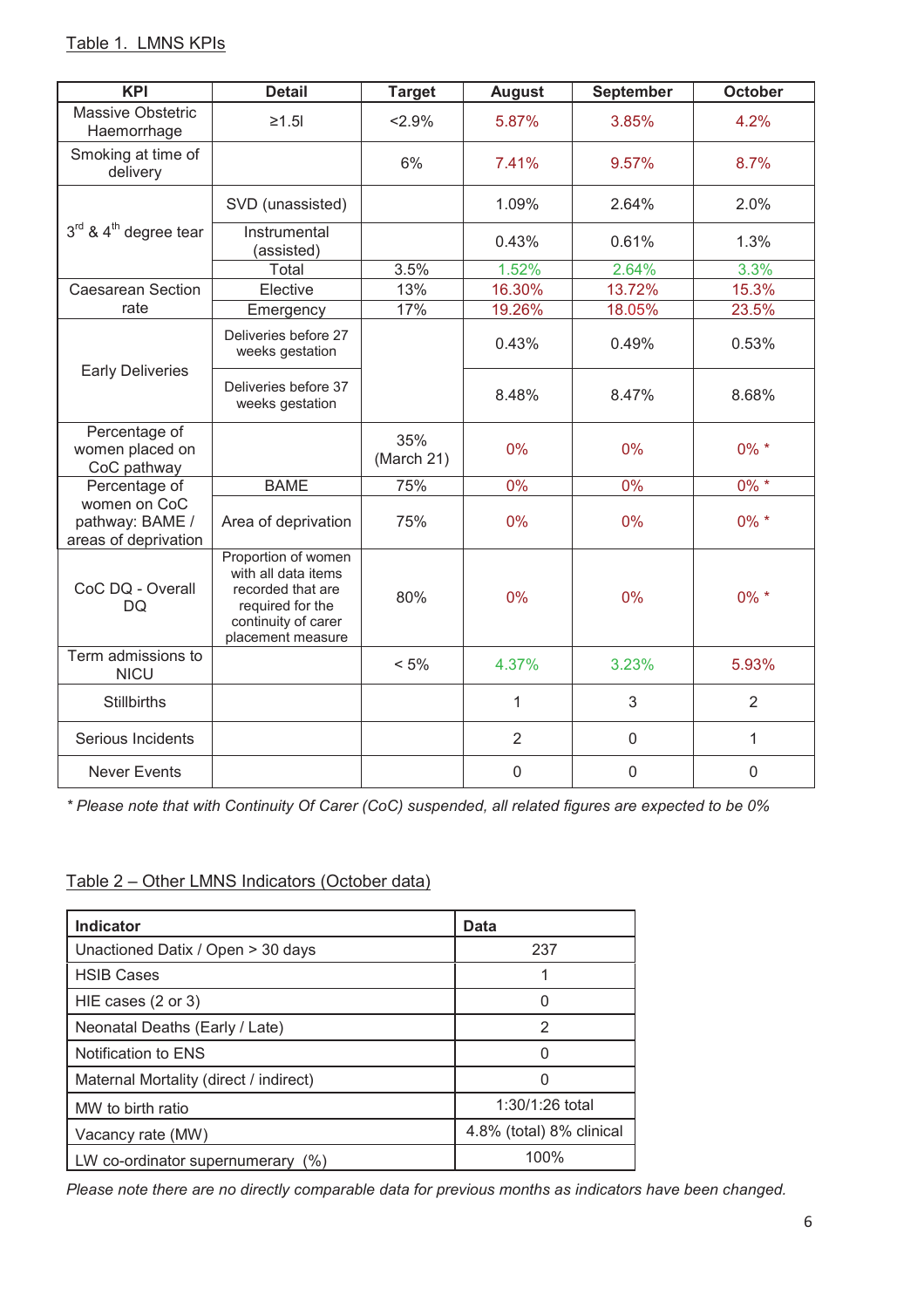Table 1.  LMNS KPIs

| KPI | Detail | Target | August | September | October |
|---|---|---|---|---|---|
| Massive Obstetric Haemorrhage | ≥1.5l | <2.9% | 5.87% | 3.85% | 4.2% |
| Smoking at time of delivery | | 6% | 7.41% | 9.57% | 8.7% |
| 3rd & 4th degree tear | SVD (unassisted) | | 1.09% | 2.64% | 2.0% |
| | Instrumental (assisted) | | 0.43% | 0.61% | 1.3% |
| | Total | 3.5% | 1.52% | 2.64% | 3.3% |
| Caesarean Section rate | Elective | 13% | 16.30% | 13.72% | 15.3% |
| | Emergency | 17% | 19.26% | 18.05% | 23.5% |
| Early Deliveries | Deliveries before 27 weeks gestation | | 0.43% | 0.49% | 0.53% |
| | Deliveries before 37 weeks gestation | | 8.48% | 8.47% | 8.68% |
| Percentage of women placed on CoC pathway | | 35% (March 21) | 0% | 0% | 0% * |
| Percentage of women on CoC pathway: BAME / areas of deprivation | BAME | 75% | 0% | 0% | 0% * |
| | Area of deprivation | 75% | 0% | 0% | 0% * |
| CoC DQ - Overall DQ | Proportion of women with all data items recorded that are required for the continuity of carer placement measure | 80% | 0% | 0% | 0% * |
| Term admissions to NICU | | < 5% | 4.37% | 3.23% | 5.93% |
| Stillbirths | | | 1 | 3 | 2 |
| Serious Incidents | | | 2 | 0 | 1 |
| Never Events | | | 0 | 0 | 0 |

*\* Please note that with Continuity Of Carer (CoC) suspended, all related figures are expected to be 0%*

Table 2 – Other LMNS Indicators (October data)

| Indicator | Data |
|---|---|
| Unactioned Datix / Open > 30 days | 237 |
| HSIB Cases | 1 |
| HIE cases (2 or 3) | 0 |
| Neonatal Deaths (Early / Late) | 2 |
| Notification to ENS | 0 |
| Maternal Mortality (direct / indirect) | 0 |
| MW to birth ratio | 1:30/1:26 total |
| Vacancy rate (MW) | 4.8% (total) 8% clinical |
| LW co-ordinator supernumerary (%) | 100% |

*Please note there are no directly comparable data for previous months as indicators have been changed.*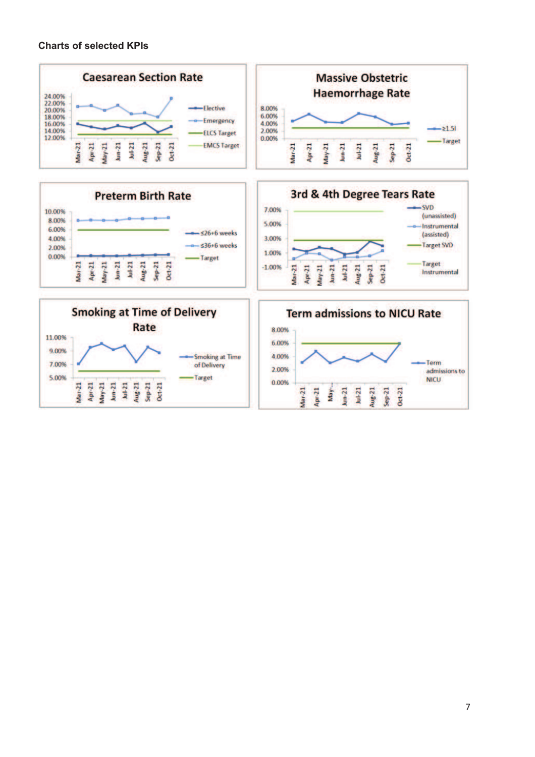**Charts of selected KPIs**

Caesarean Section Rate

Massive Obstetric Haemorrhage Rate

Preterm Birth Rate

3rd & 4th Degree Tears Rate

Smoking at Time of Delivery Rate

Term admissions to NICU Rate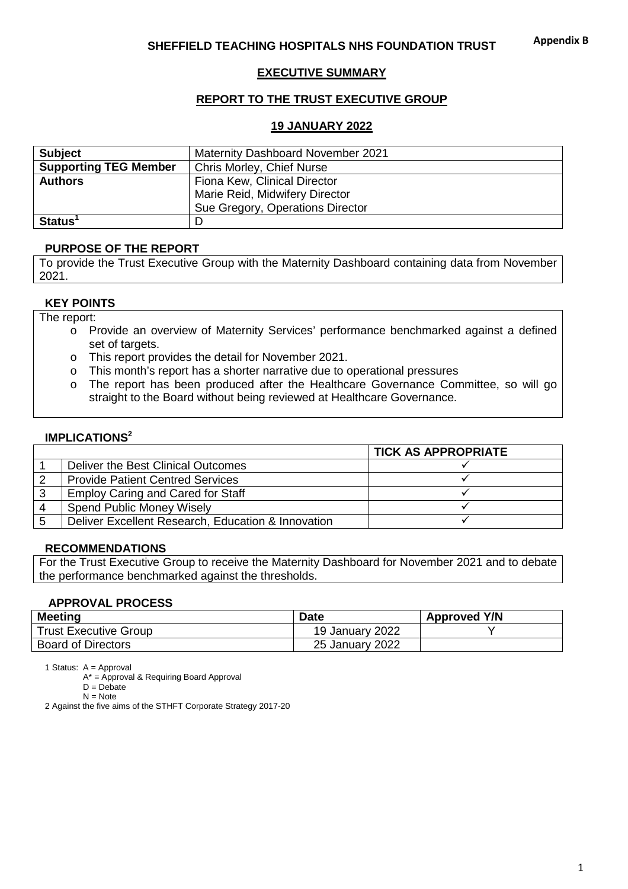**Appendix B**

**SHEFFIELD TEACHING HOSPITALS NHS FOUNDATION TRUST**

**EXECUTIVE SUMMARY**

**REPORT TO THE TRUST EXECUTIVE GROUP**

**19 JANUARY 2022**

| **Subject** | Maternity Dashboard November 2021 |
|---|---|
| **Supporting TEG Member** | Chris Morley, Chief Nurse |
| **Authors** | Fiona Kew, Clinical Director<br>Marie Reid, Midwifery Director<br>Sue Gregory, Operations Director |
| **Status**[1] | D |

**PURPOSE OF THE REPORT**

To provide the Trust Executive Group with the Maternity Dashboard containing data from November 2021.

**KEY POINTS**

The report:

- Provide an overview of Maternity Services' performance benchmarked against a defined set of targets.
- This report provides the detail for November 2021.
- This month's report has a shorter narrative due to operational pressures
- The report has been produced after the Healthcare Governance Committee, so will go straight to the Board without being reviewed at Healthcare Governance.

**IMPLICATIONS**[2]

| | | **TICK AS APPROPRIATE** |
|---|---|---|
| 1 | Deliver the Best Clinical Outcomes | ✓ |
| 2 | Provide Patient Centred Services | ✓ |
| 3 | Employ Caring and Cared for Staff | ✓ |
| 4 | Spend Public Money Wisely | ✓ |
| 5 | Deliver Excellent Research, Education & Innovation | ✓ |

**RECOMMENDATIONS**

For the Trust Executive Group to receive the Maternity Dashboard for November 2021 and to debate the performance benchmarked against the thresholds.

**APPROVAL PROCESS**

| **Meeting** | **Date** | **Approved Y/N** |
|---|---|---|
| Trust Executive Group | 19 January 2022 | Y |
| Board of Directors | 25 January 2022 | |

1 Status: A = Approval
A* = Approval & Requiring Board Approval
D = Debate
N = Note

2 Against the five aims of the STHFT Corporate Strategy 2017-20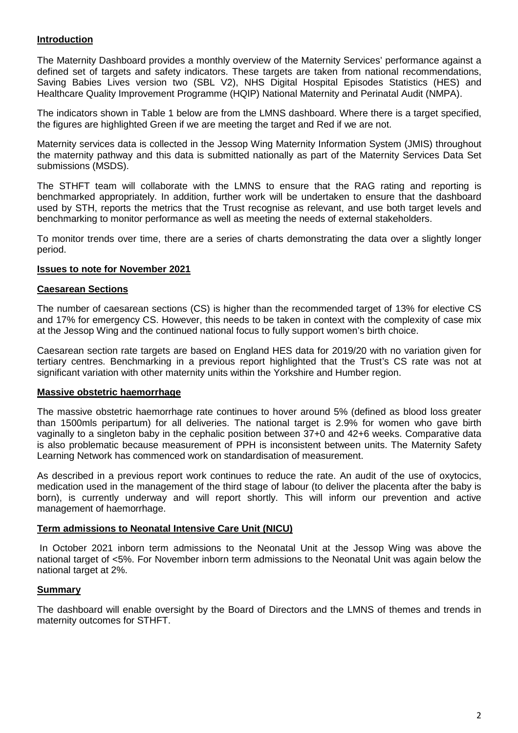## Introduction

The Maternity Dashboard provides a monthly overview of the Maternity Services' performance against a defined set of targets and safety indicators. These targets are taken from national recommendations, Saving Babies Lives version two (SBL V2), NHS Digital Hospital Episodes Statistics (HES) and Healthcare Quality Improvement Programme (HQIP) National Maternity and Perinatal Audit (NMPA).

The indicators shown in Table 1 below are from the LMNS dashboard. Where there is a target specified, the figures are highlighted Green if we are meeting the target and Red if we are not.

Maternity services data is collected in the Jessop Wing Maternity Information System (JMIS) throughout the maternity pathway and this data is submitted nationally as part of the Maternity Services Data Set submissions (MSDS).

The STHFT team will collaborate with the LMNS to ensure that the RAG rating and reporting is benchmarked appropriately. In addition, further work will be undertaken to ensure that the dashboard used by STH, reports the metrics that the Trust recognise as relevant, and use both target levels and benchmarking to monitor performance as well as meeting the needs of external stakeholders.

To monitor trends over time, there are a series of charts demonstrating the data over a slightly longer period.

## Issues to note for November 2021

### Caesarean Sections

The number of caesarean sections (CS) is higher than the recommended target of 13% for elective CS and 17% for emergency CS. However, this needs to be taken in context with the complexity of case mix at the Jessop Wing and the continued national focus to fully support women's birth choice.

Caesarean section rate targets are based on England HES data for 2019/20 with no variation given for tertiary centres. Benchmarking in a previous report highlighted that the Trust's CS rate was not at significant variation with other maternity units within the Yorkshire and Humber region.

### Massive obstetric haemorrhage

The massive obstetric haemorrhage rate continues to hover around 5% (defined as blood loss greater than 1500mls peripartum) for all deliveries. The national target is 2.9% for women who gave birth vaginally to a singleton baby in the cephalic position between 37+0 and 42+6 weeks. Comparative data is also problematic because measurement of PPH is inconsistent between units. The Maternity Safety Learning Network has commenced work on standardisation of measurement.

As described in a previous report work continues to reduce the rate. An audit of the use of oxytocics, medication used in the management of the third stage of labour (to deliver the placenta after the baby is born), is currently underway and will report shortly. This will inform our prevention and active management of haemorrhage.

### Term admissions to Neonatal Intensive Care Unit (NICU)

In October 2021 inborn term admissions to the Neonatal Unit at the Jessop Wing was above the national target of <5%. For November inborn term admissions to the Neonatal Unit was again below the national target at 2%.

## Summary

The dashboard will enable oversight by the Board of Directors and the LMNS of themes and trends in maternity outcomes for STHFT.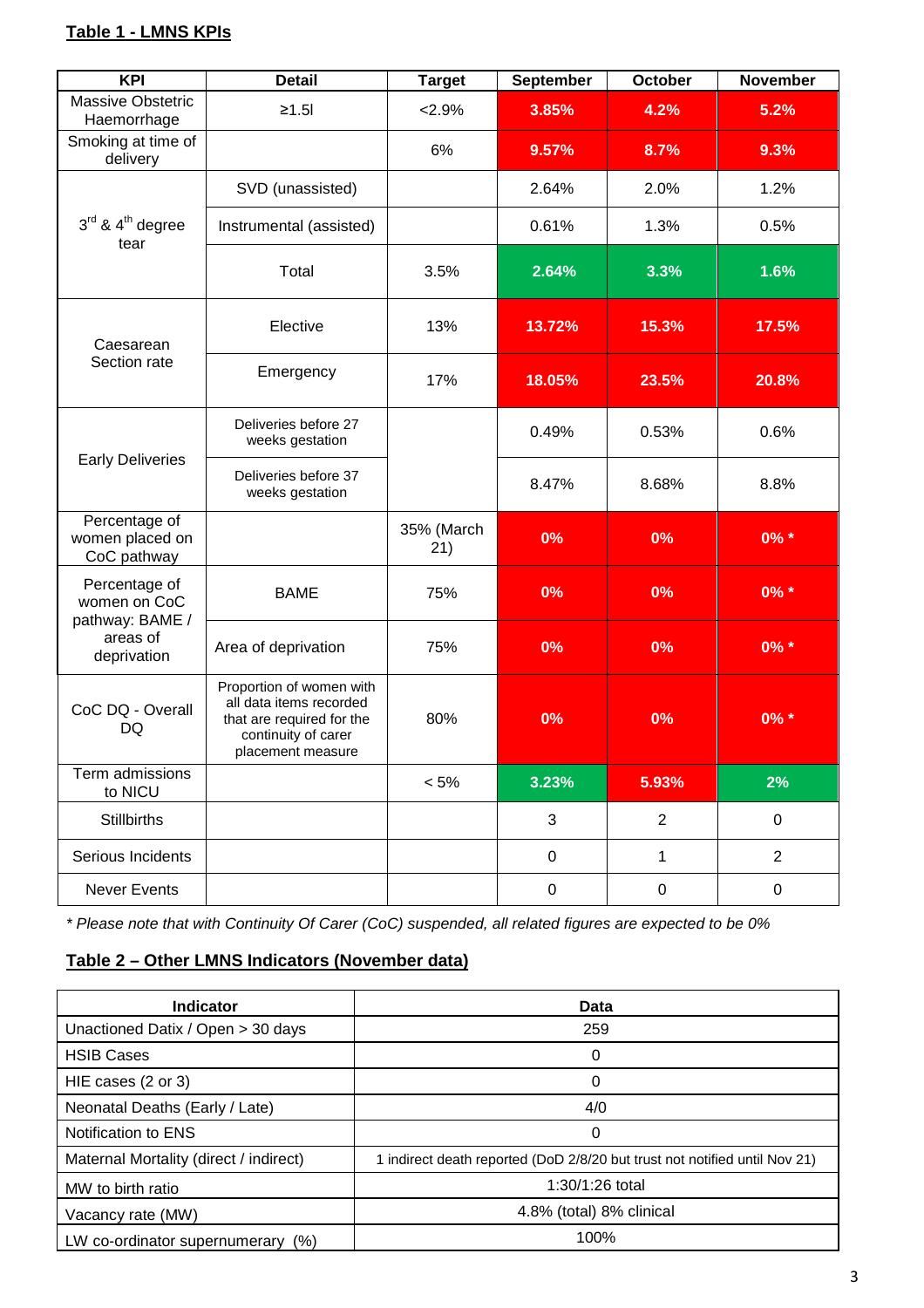**Table 1 - LMNS KPIs**

| KPI | Detail | Target | September | October | November |
|---|---|---|---|---|---|
| Massive Obstetric Haemorrhage | ≥1.5l | <2.9% | 3.85% | 4.2% | 5.2% |
| Smoking at time of delivery | | 6% | 9.57% | 8.7% | 9.3% |
| 3rd & 4th degree tear | SVD (unassisted) | | 2.64% | 2.0% | 1.2% |
| | Instrumental (assisted) | | 0.61% | 1.3% | 0.5% |
| | Total | 3.5% | 2.64% | 3.3% | 1.6% |
| Caesarean Section rate | Elective | 13% | 13.72% | 15.3% | 17.5% |
| | Emergency | 17% | 18.05% | 23.5% | 20.8% |
| Early Deliveries | Deliveries before 27 weeks gestation | | 0.49% | 0.53% | 0.6% |
| | Deliveries before 37 weeks gestation | | 8.47% | 8.68% | 8.8% |
| Percentage of women placed on CoC pathway | | 35% (March 21) | 0% | 0% | 0% * |
| Percentage of women on CoC pathway: BAME / areas of deprivation | BAME | 75% | 0% | 0% | 0% * |
| | Area of deprivation | 75% | 0% | 0% | 0% * |
| CoC DQ - Overall DQ | Proportion of women with all data items recorded that are required for the continuity of carer placement measure | 80% | 0% | 0% | 0% * |
| Term admissions to NICU | | < 5% | 3.23% | 5.93% | 2% |
| Stillbirths | | | 3 | 2 | 0 |
| Serious Incidents | | | 0 | 1 | 2 |
| Never Events | | | 0 | 0 | 0 |

*\* Please note that with Continuity Of Carer (CoC) suspended, all related figures are expected to be 0%*

**Table 2 – Other LMNS Indicators (November data)**

| Indicator | Data |
|---|---|
| Unactioned Datix / Open > 30 days | 259 |
| HSIB Cases | 0 |
| HIE cases (2 or 3) | 0 |
| Neonatal Deaths (Early / Late) | 4/0 |
| Notification to ENS | 0 |
| Maternal Mortality (direct / indirect) | 1 indirect death reported (DoD 2/8/20 but trust not notified until Nov 21) |
| MW to birth ratio | 1:30/1:26 total |
| Vacancy rate (MW) | 4.8% (total) 8% clinical |
| LW co-ordinator supernumerary (%) | 100% |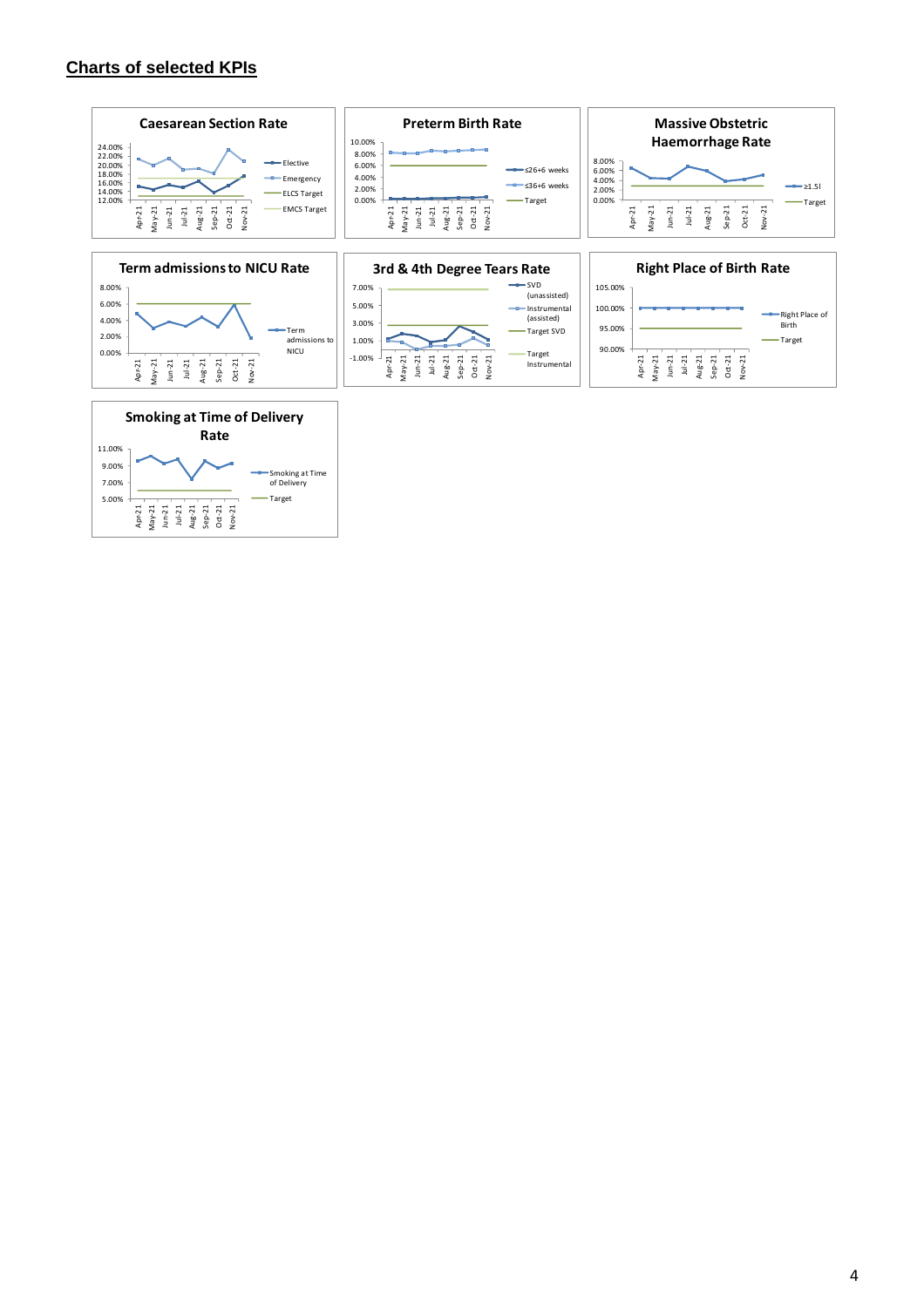## Charts of selected KPIs

### Caesarean Section Rate

24.00%
22.00%
20.00%
18.00%
16.00%
14.00%
12.00%

Apr-21 May-21 Jun-21 Jul-21 Aug-21 Sep-21 Oct-21 Nov-21

Elective
Emergency
ELCS Target
EMCS Target

### Preterm Birth Rate

10.00%
8.00%
6.00%
4.00%
2.00%
0.00%

Apr-21 May-21 Jun-21 Jul-21 Aug-21 Sep-21 Oct-21 Nov-21

≤26+6 weeks
≤36+6 weeks
Target

### Massive Obstetric Haemorrhage Rate

8.00%
6.00%
4.00%
2.00%
0.00%

Apr-21 May-21 Jun-21 Jul-21 Aug-21 Sep-21 Oct-21 Nov-21

≥1.5l
Target

### Term admissions to NICU Rate

8.00%
6.00%
4.00%
2.00%
0.00%

Apr-21 May-21 Jun-21 Jul-21 Aug-21 Sep-21 Oct-21 Nov-21

Term admissions to NICU

### 3rd & 4th Degree Tears Rate

7.00%
5.00%
3.00%
1.00%
-1.00%

Apr-21 May-21 Jun-21 Jul-21 Aug-21 Sep-21 Oct-21 Nov-21

SVD (unassisted)
Instrumental (assisted)
Target SVD
Target Instrumental

### Right Place of Birth Rate

105.00%
100.00%
95.00%
90.00%

Apr-21 May-21 Jun-21 Jul-21 Aug-21 Sep-21 Oct-21 Nov-21

Right Place of Birth
Target

### Smoking at Time of Delivery Rate

11.00%
9.00%
7.00%
5.00%

Apr-21 May-21 Jun-21 Jul-21 Aug-21 Sep-21 Oct-21 Nov-21

Smoking at Time of Delivery
Target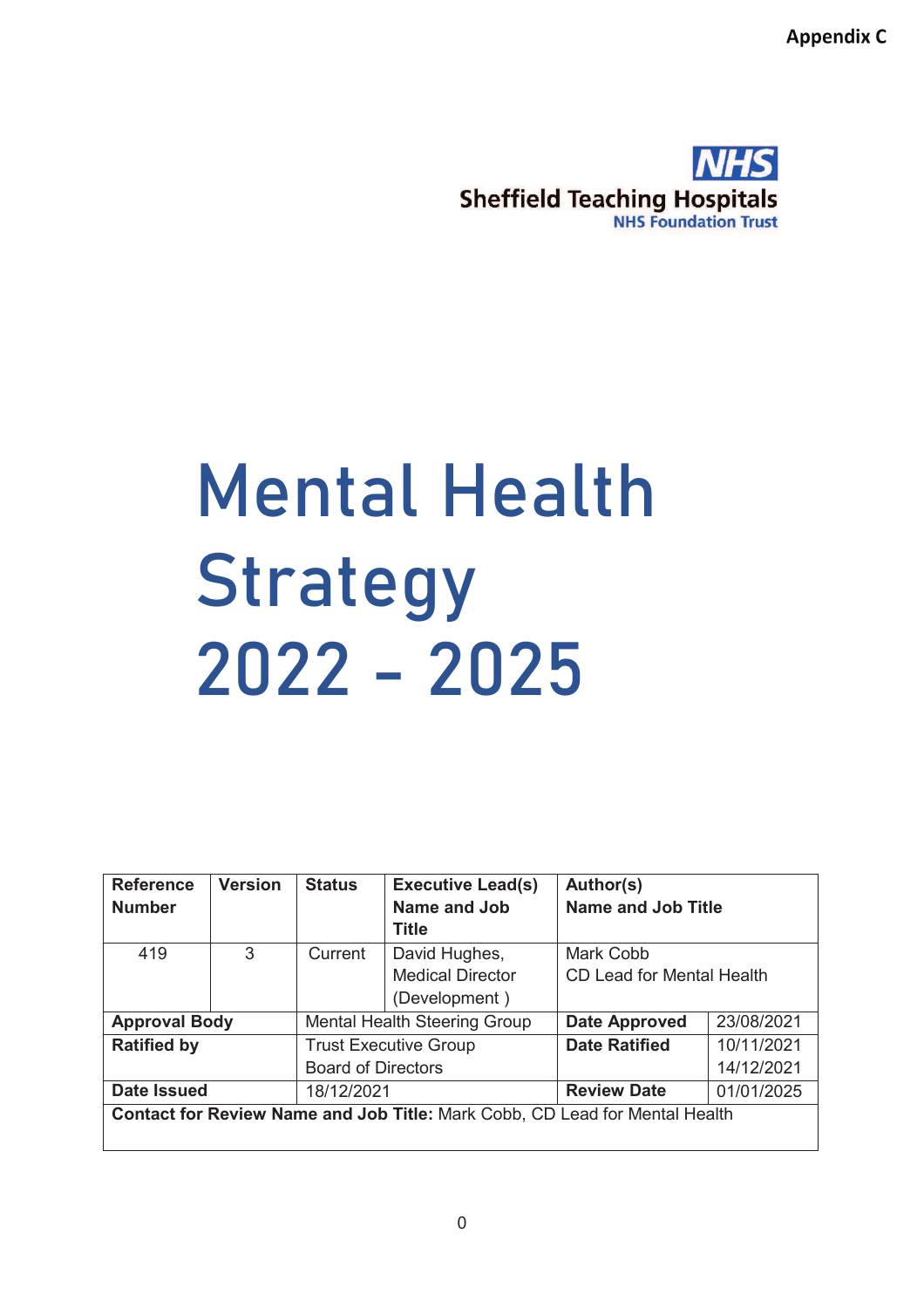**Appendix C**

NHS
Sheffield Teaching Hospitals
NHS Foundation Trust

# Mental Health Strategy 2022 - 2025

| Reference Number | Version | Status | Executive Lead(s) Name and Job Title | Author(s) Name and Job Title | |
|---|---|---|---|---|---|
| 419 | 3 | Current | David Hughes, Medical Director (Development ) | Mark Cobb CD Lead for Mental Health | |
| **Approval Body** | | Mental Health Steering Group | | **Date Approved** | 23/08/2021 |
| **Ratified by** | | Trust Executive Group Board of Directors | | **Date Ratified** | 10/11/2021 14/12/2021 |
| **Date Issued** | | 18/12/2021 | | **Review Date** | 01/01/2025 |
| **Contact for Review Name and Job Title:** Mark Cobb, CD Lead for Mental Health | | | | | |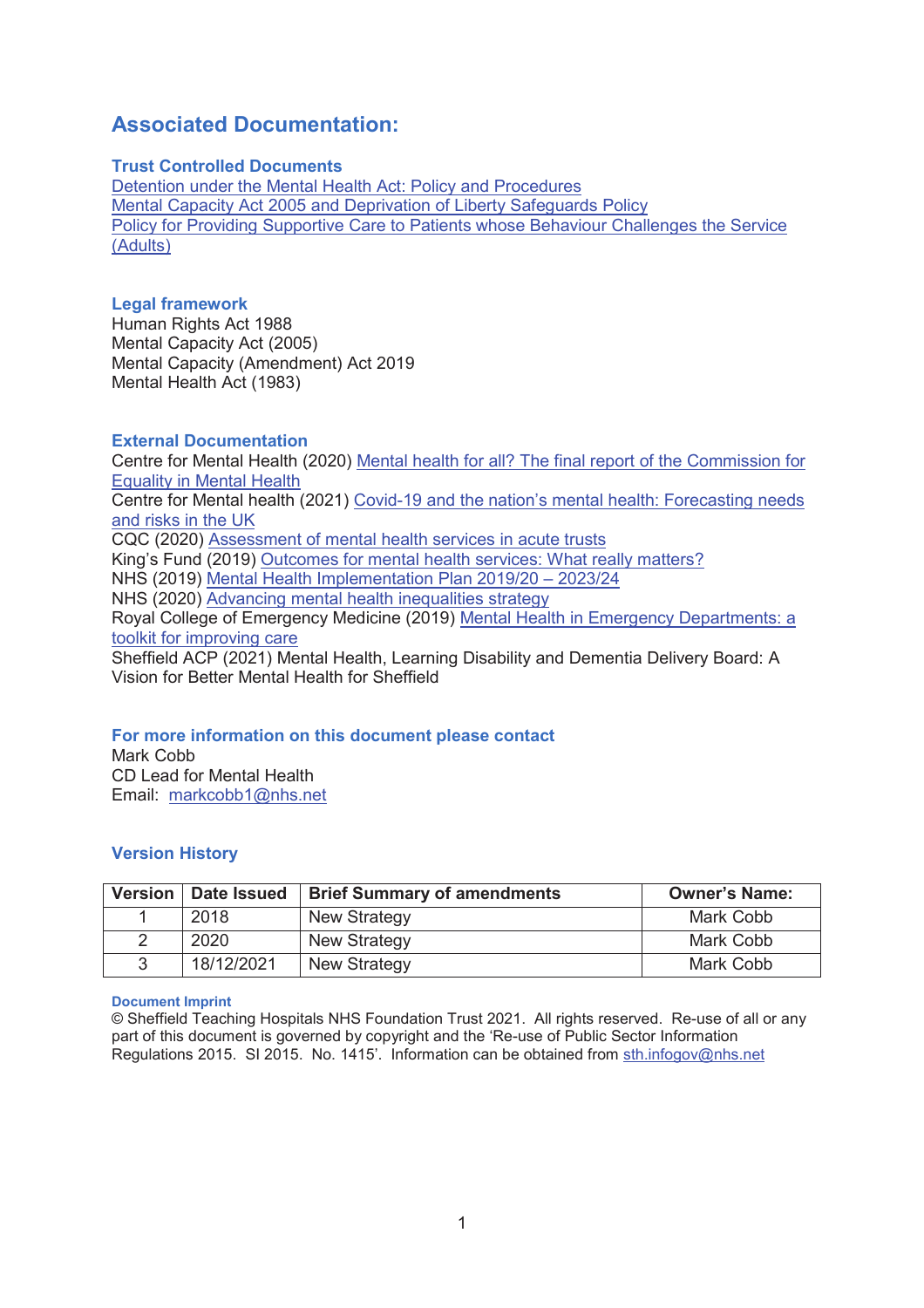## Associated Documentation:

### Trust Controlled Documents

Detention under the Mental Health Act: Policy and Procedures
Mental Capacity Act 2005 and Deprivation of Liberty Safeguards Policy
Policy for Providing Supportive Care to Patients whose Behaviour Challenges the Service (Adults)

### Legal framework

Human Rights Act 1988
Mental Capacity Act (2005)
Mental Capacity (Amendment) Act 2019
Mental Health Act (1983)

### External Documentation

Centre for Mental Health (2020) Mental health for all? The final report of the Commission for Equality in Mental Health
Centre for Mental health (2021) Covid-19 and the nation's mental health: Forecasting needs and risks in the UK
CQC (2020) Assessment of mental health services in acute trusts
King's Fund (2019) Outcomes for mental health services: What really matters?
NHS (2019) Mental Health Implementation Plan 2019/20 – 2023/24
NHS (2020) Advancing mental health inequalities strategy
Royal College of Emergency Medicine (2019) Mental Health in Emergency Departments: a toolkit for improving care
Sheffield ACP (2021) Mental Health, Learning Disability and Dementia Delivery Board: A Vision for Better Mental Health for Sheffield

### For more information on this document please contact

Mark Cobb
CD Lead for Mental Health
Email: markcobb1@nhs.net

### Version History

| Version | Date Issued | Brief Summary of amendments | Owner's Name: |
|---|---|---|---|
| 1 | 2018 | New Strategy | Mark Cobb |
| 2 | 2020 | New Strategy | Mark Cobb |
| 3 | 18/12/2021 | New Strategy | Mark Cobb |

**Document Imprint**
© Sheffield Teaching Hospitals NHS Foundation Trust 2021. All rights reserved. Re-use of all or any part of this document is governed by copyright and the 'Re-use of Public Sector Information Regulations 2015. SI 2015. No. 1415'. Information can be obtained from sth.infogov@nhs.net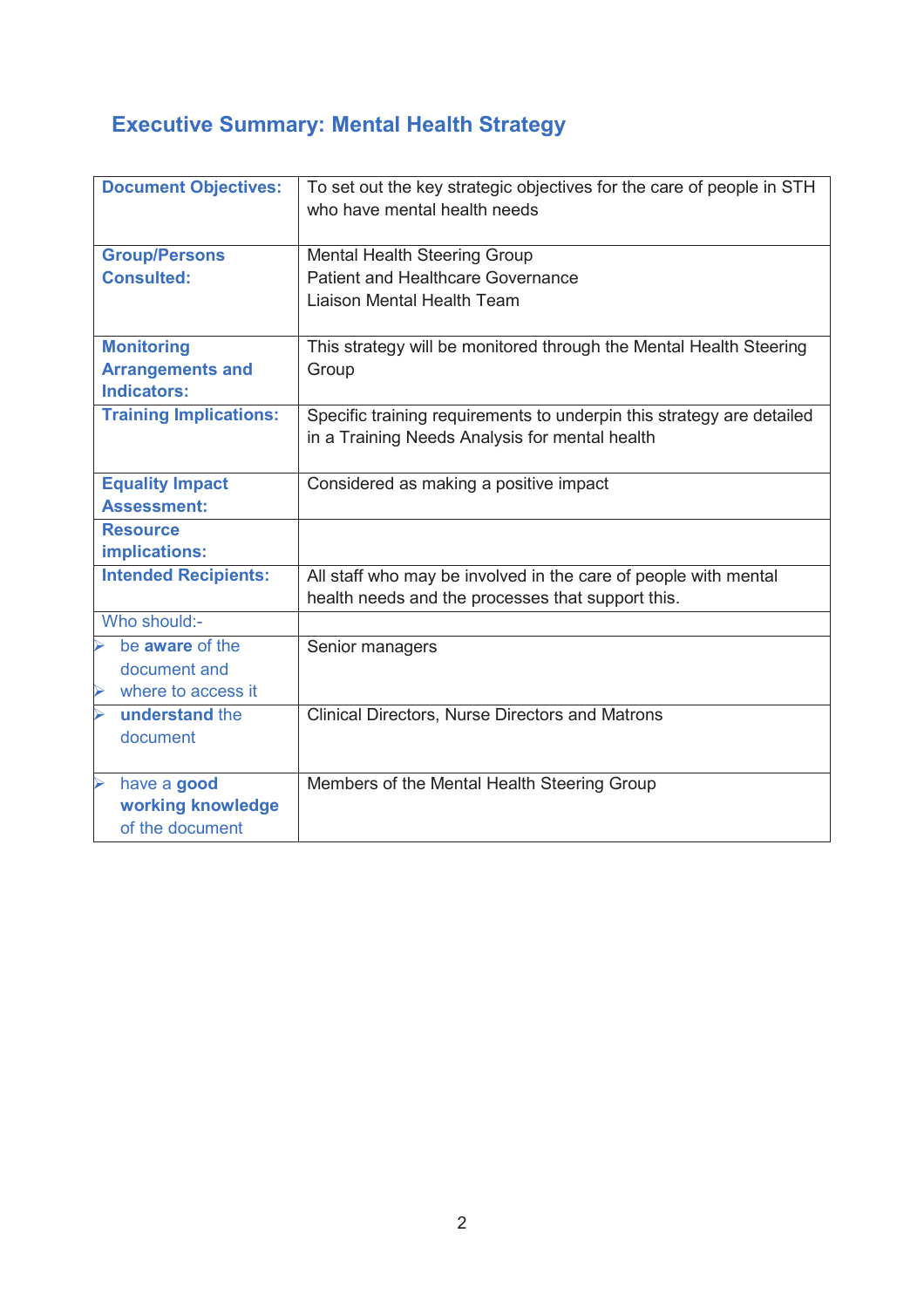## Executive Summary: Mental Health Strategy

| | |
|---|---|
| **Document Objectives:** | To set out the key strategic objectives for the care of people in STH who have mental health needs |
| **Group/Persons Consulted:** | Mental Health Steering Group<br>Patient and Healthcare Governance<br>Liaison Mental Health Team |
| **Monitoring Arrangements and Indicators:** | This strategy will be monitored through the Mental Health Steering Group |
| **Training Implications:** | Specific training requirements to underpin this strategy are detailed in a Training Needs Analysis for mental health |
| **Equality Impact Assessment:** | Considered as making a positive impact |
| **Resource implications:** | |
| **Intended Recipients:** | All staff who may be involved in the care of people with mental health needs and the processes that support this. |
| Who should:- | |
| ➢ be **aware** of the document and<br>➢ where to access it | Senior managers |
| ➢ **understand** the document | Clinical Directors, Nurse Directors and Matrons |
| ➢ have a **good working knowledge** of the document | Members of the Mental Health Steering Group |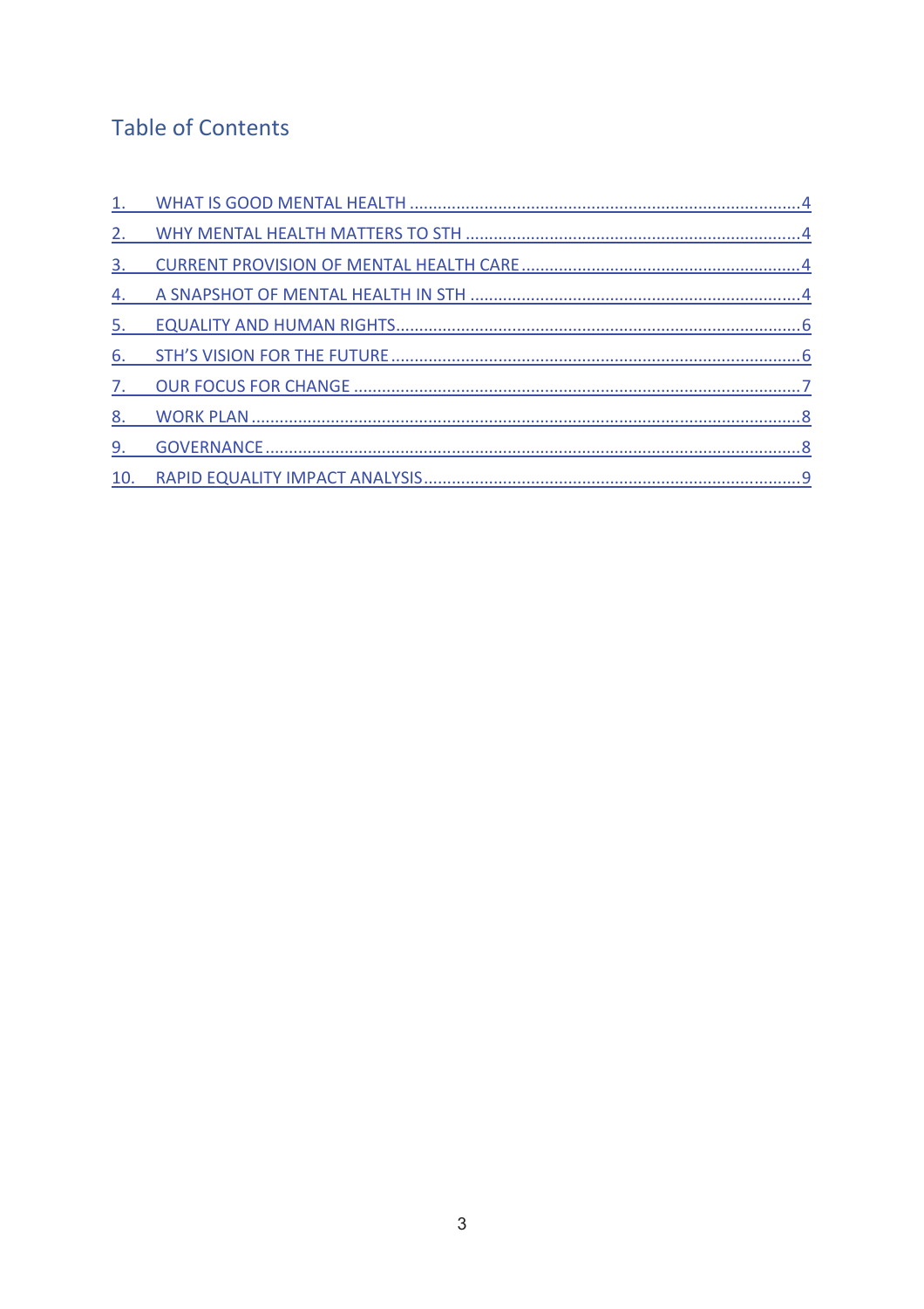## Table of Contents

1. WHAT IS GOOD MENTAL HEALTH ....................................................................................4
2. WHY MENTAL HEALTH MATTERS TO STH .........................................................................4
3. CURRENT PROVISION OF MENTAL HEALTH CARE ............................................................4
4. A SNAPSHOT OF MENTAL HEALTH IN STH ........................................................................4
5. EQUALITY AND HUMAN RIGHTS.......................................................................................6
6. STH'S VISION FOR THE FUTURE........................................................................................6
7. OUR FOCUS FOR CHANGE ................................................................................................7
8. WORK PLAN .....................................................................................................................8
9. GOVERNANCE...................................................................................................................8
10. RAPID EQUALITY IMPACT ANALYSIS.................................................................................9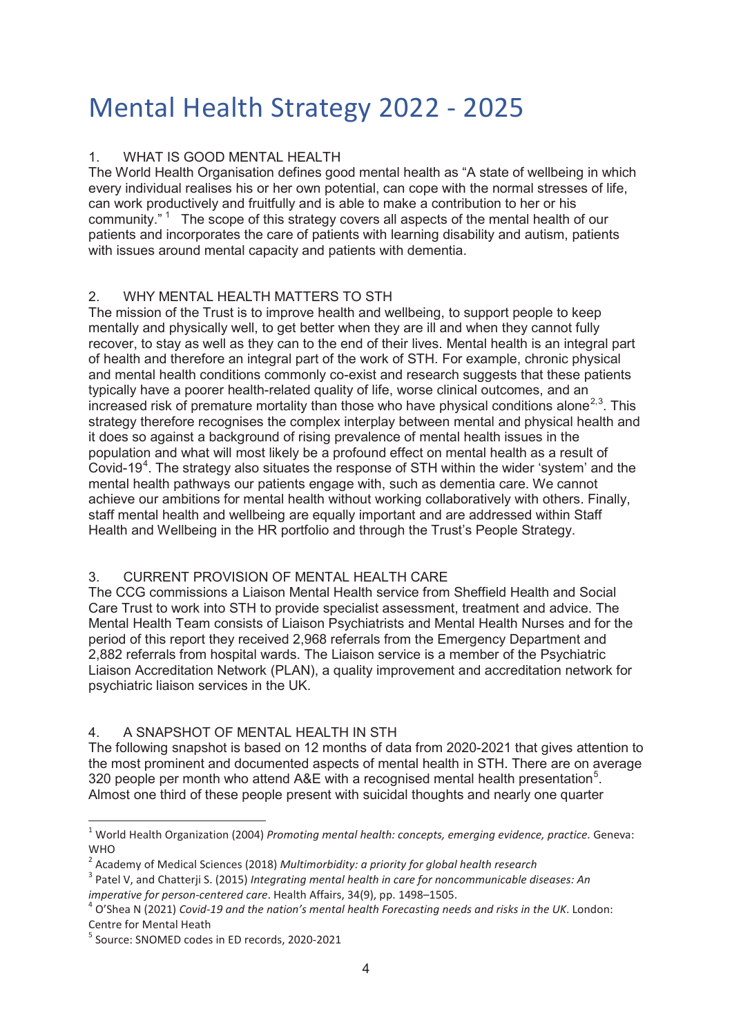# Mental Health Strategy 2022 - 2025

## 1. WHAT IS GOOD MENTAL HEALTH

The World Health Organisation defines good mental health as "A state of wellbeing in which every individual realises his or her own potential, can cope with the normal stresses of life, can work productively and fruitfully and is able to make a contribution to her or his community." [1] The scope of this strategy covers all aspects of the mental health of our patients and incorporates the care of patients with learning disability and autism, patients with issues around mental capacity and patients with dementia.

## 2. WHY MENTAL HEALTH MATTERS TO STH

The mission of the Trust is to improve health and wellbeing, to support people to keep mentally and physically well, to get better when they are ill and when they cannot fully recover, to stay as well as they can to the end of their lives. Mental health is an integral part of health and therefore an integral part of the work of STH. For example, chronic physical and mental health conditions commonly co-exist and research suggests that these patients typically have a poorer health-related quality of life, worse clinical outcomes, and an increased risk of premature mortality than those who have physical conditions alone[2,3]. This strategy therefore recognises the complex interplay between mental and physical health and it does so against a background of rising prevalence of mental health issues in the population and what will most likely be a profound effect on mental health as a result of Covid-19[4]. The strategy also situates the response of STH within the wider 'system' and the mental health pathways our patients engage with, such as dementia care. We cannot achieve our ambitions for mental health without working collaboratively with others. Finally, staff mental health and wellbeing are equally important and are addressed within Staff Health and Wellbeing in the HR portfolio and through the Trust's People Strategy.

## 3. CURRENT PROVISION OF MENTAL HEALTH CARE

The CCG commissions a Liaison Mental Health service from Sheffield Health and Social Care Trust to work into STH to provide specialist assessment, treatment and advice. The Mental Health Team consists of Liaison Psychiatrists and Mental Health Nurses and for the period of this report they received 2,968 referrals from the Emergency Department and 2,882 referrals from hospital wards. The Liaison service is a member of the Psychiatric Liaison Accreditation Network (PLAN), a quality improvement and accreditation network for psychiatric liaison services in the UK.

## 4. A SNAPSHOT OF MENTAL HEALTH IN STH

The following snapshot is based on 12 months of data from 2020-2021 that gives attention to the most prominent and documented aspects of mental health in STH. There are on average 320 people per month who attend A&E with a recognised mental health presentation[5]. Almost one third of these people present with suicidal thoughts and nearly one quarter

---

[1] World Health Organization (2004) *Promoting mental health: concepts, emerging evidence, practice.* Geneva: WHO

[2] Academy of Medical Sciences (2018) *Multimorbidity: a priority for global health research*

[3] Patel V, and Chatterji S. (2015) *Integrating mental health in care for noncommunicable diseases: An imperative for person-centered care*. Health Affairs, 34(9), pp. 1498–1505.

[4] O'Shea N (2021) *Covid-19 and the nation's mental health Forecasting needs and risks in the UK*. London: Centre for Mental Heath

[5] Source: SNOMED codes in ED records, 2020-2021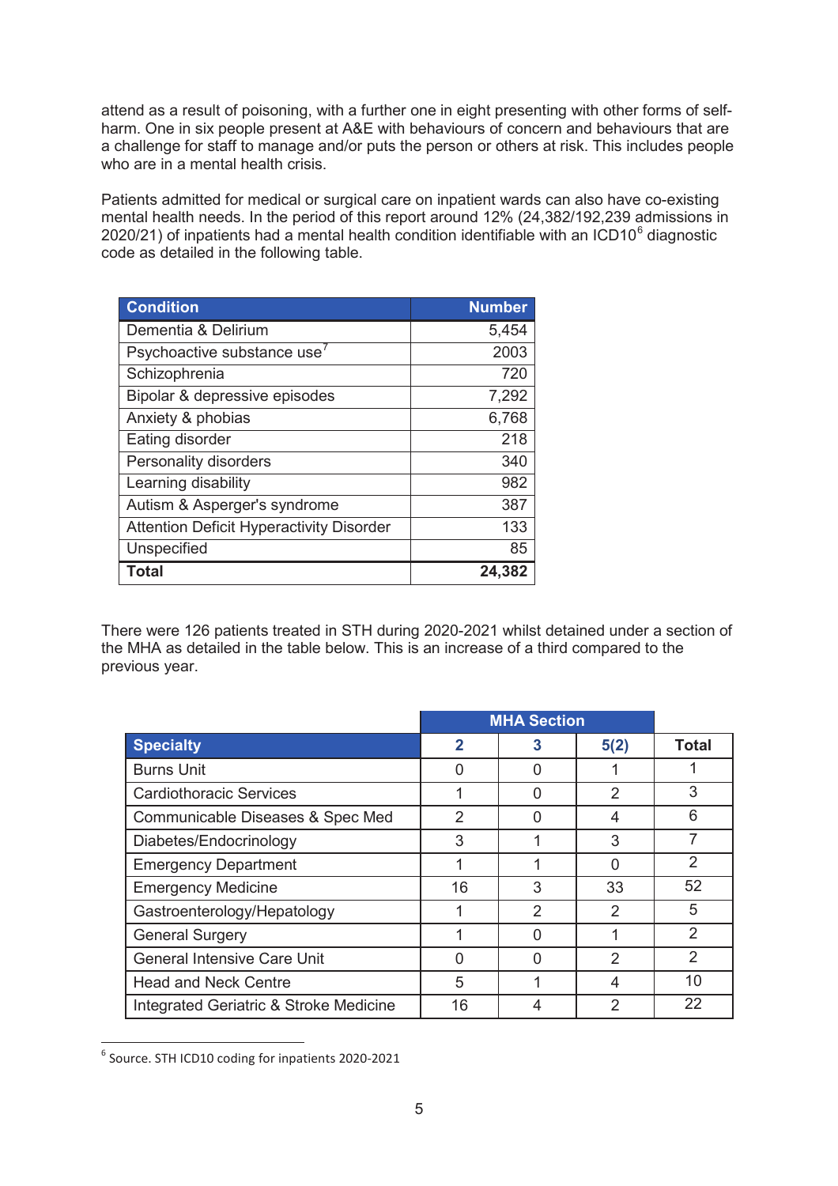attend as a result of poisoning, with a further one in eight presenting with other forms of self-harm. One in six people present at A&E with behaviours of concern and behaviours that are a challenge for staff to manage and/or puts the person or others at risk. This includes people who are in a mental health crisis.

Patients admitted for medical or surgical care on inpatient wards can also have co-existing mental health needs. In the period of this report around 12% (24,382/192,239 admissions in 2020/21) of inpatients had a mental health condition identifiable with an ICD10[6] diagnostic code as detailed in the following table.

| Condition | Number |
|---|---|
| Dementia & Delirium | 5,454 |
| Psychoactive substance use[7] | 2003 |
| Schizophrenia | 720 |
| Bipolar & depressive episodes | 7,292 |
| Anxiety & phobias | 6,768 |
| Eating disorder | 218 |
| Personality disorders | 340 |
| Learning disability | 982 |
| Autism & Asperger's syndrome | 387 |
| Attention Deficit Hyperactivity Disorder | 133 |
| Unspecified | 85 |
| **Total** | **24,382** |

There were 126 patients treated in STH during 2020-2021 whilst detained under a section of the MHA as detailed in the table below. This is an increase of a third compared to the previous year.

| | MHA Section | | | |
|---|---|---|---|---|
| **Specialty** | **2** | **3** | **5(2)** | **Total** |
| Burns Unit | 0 | 0 | 1 | 1 |
| Cardiothoracic Services | 1 | 0 | 2 | 3 |
| Communicable Diseases & Spec Med | 2 | 0 | 4 | 6 |
| Diabetes/Endocrinology | 3 | 1 | 3 | 7 |
| Emergency Department | 1 | 1 | 0 | 2 |
| Emergency Medicine | 16 | 3 | 33 | 52 |
| Gastroenterology/Hepatology | 1 | 2 | 2 | 5 |
| General Surgery | 1 | 0 | 1 | 2 |
| General Intensive Care Unit | 0 | 0 | 2 | 2 |
| Head and Neck Centre | 5 | 1 | 4 | 10 |
| Integrated Geriatric & Stroke Medicine | 16 | 4 | 2 | 22 |

[6] Source. STH ICD10 coding for inpatients 2020-2021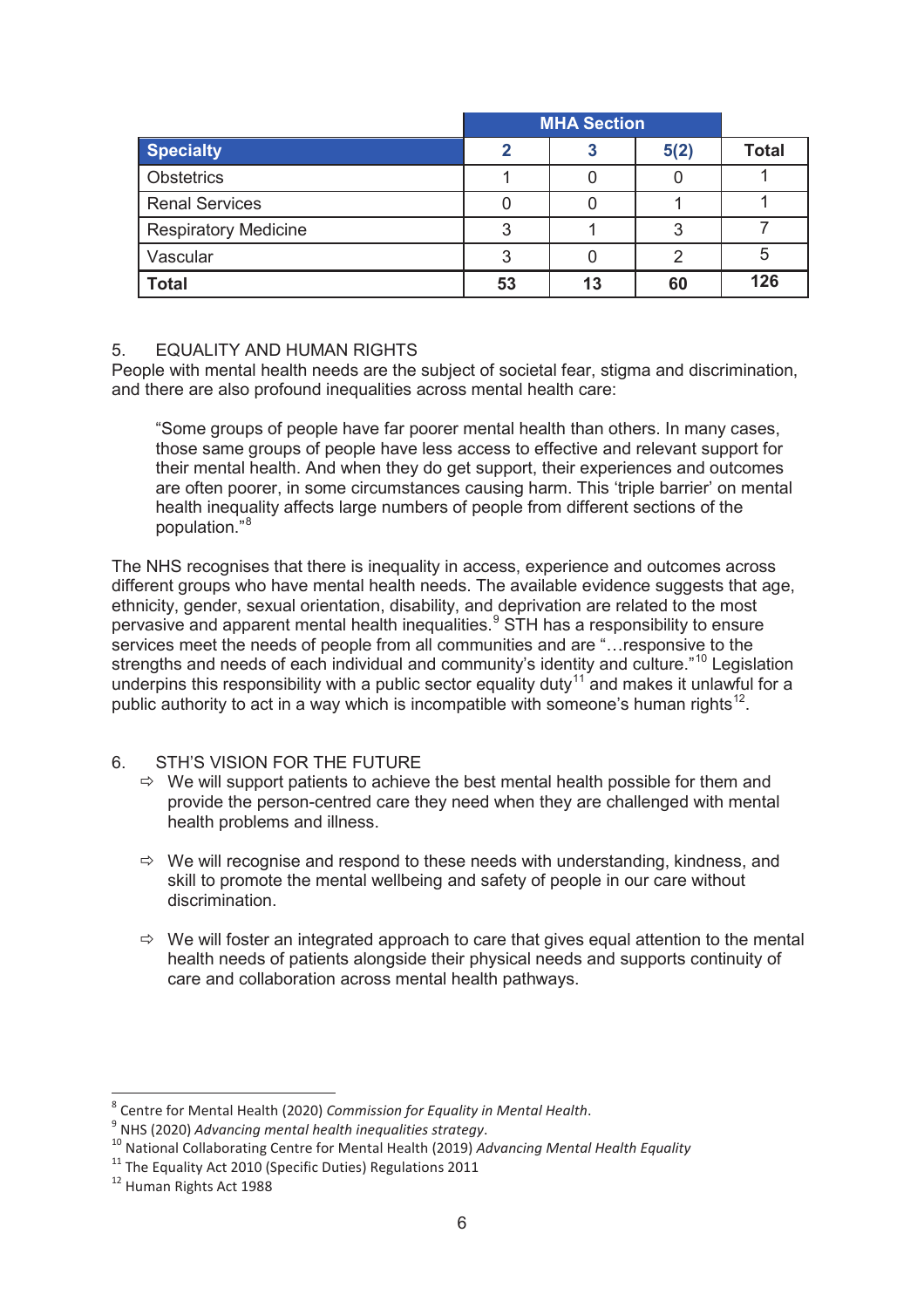| | MHA Section | | | |
|---|---|---|---|---|
| **Specialty** | **2** | **3** | **5(2)** | **Total** |
| Obstetrics | 1 | 0 | 0 | 1 |
| Renal Services | 0 | 0 | 1 | 1 |
| Respiratory Medicine | 3 | 1 | 3 | 7 |
| Vascular | 3 | 0 | 2 | 5 |
| **Total** | **53** | **13** | **60** | **126** |

## 5. EQUALITY AND HUMAN RIGHTS

People with mental health needs are the subject of societal fear, stigma and discrimination, and there are also profound inequalities across mental health care:

> "Some groups of people have far poorer mental health than others. In many cases, those same groups of people have less access to effective and relevant support for their mental health. And when they do get support, their experiences and outcomes are often poorer, in some circumstances causing harm. This 'triple barrier' on mental health inequality affects large numbers of people from different sections of the population."[8]

The NHS recognises that there is inequality in access, experience and outcomes across different groups who have mental health needs. The available evidence suggests that age, ethnicity, gender, sexual orientation, disability, and deprivation are related to the most pervasive and apparent mental health inequalities.[9] STH has a responsibility to ensure services meet the needs of people from all communities and are "…responsive to the strengths and needs of each individual and community's identity and culture."[10] Legislation underpins this responsibility with a public sector equality duty[11] and makes it unlawful for a public authority to act in a way which is incompatible with someone's human rights[12].

## 6. STH'S VISION FOR THE FUTURE

- ⇨ We will support patients to achieve the best mental health possible for them and provide the person-centred care they need when they are challenged with mental health problems and illness.
- ⇨ We will recognise and respond to these needs with understanding, kindness, and skill to promote the mental wellbeing and safety of people in our care without discrimination.
- ⇨ We will foster an integrated approach to care that gives equal attention to the mental health needs of patients alongside their physical needs and supports continuity of care and collaboration across mental health pathways.

---

[8] Centre for Mental Health (2020) *Commission for Equality in Mental Health*.
[9] NHS (2020) *Advancing mental health inequalities strategy*.
[10] National Collaborating Centre for Mental Health (2019) *Advancing Mental Health Equality*
[11] The Equality Act 2010 (Specific Duties) Regulations 2011
[12] Human Rights Act 1988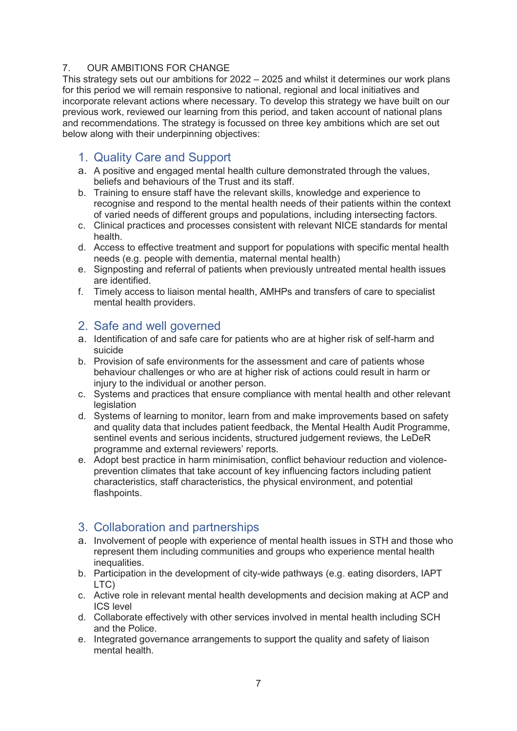## 7. OUR AMBITIONS FOR CHANGE

This strategy sets out our ambitions for 2022 – 2025 and whilst it determines our work plans for this period we will remain responsive to national, regional and local initiatives and incorporate relevant actions where necessary. To develop this strategy we have built on our previous work, reviewed our learning from this period, and taken account of national plans and recommendations. The strategy is focussed on three key ambitions which are set out below along with their underpinning objectives:

### 1. Quality Care and Support

a. A positive and engaged mental health culture demonstrated through the values, beliefs and behaviours of the Trust and its staff.
b. Training to ensure staff have the relevant skills, knowledge and experience to recognise and respond to the mental health needs of their patients within the context of varied needs of different groups and populations, including intersecting factors.
c. Clinical practices and processes consistent with relevant NICE standards for mental health.
d. Access to effective treatment and support for populations with specific mental health needs (e.g. people with dementia, maternal mental health)
e. Signposting and referral of patients when previously untreated mental health issues are identified.
f. Timely access to liaison mental health, AMHPs and transfers of care to specialist mental health providers.

### 2. Safe and well governed

a. Identification of and safe care for patients who are at higher risk of self-harm and suicide
b. Provision of safe environments for the assessment and care of patients whose behaviour challenges or who are at higher risk of actions could result in harm or injury to the individual or another person.
c. Systems and practices that ensure compliance with mental health and other relevant legislation
d. Systems of learning to monitor, learn from and make improvements based on safety and quality data that includes patient feedback, the Mental Health Audit Programme, sentinel events and serious incidents, structured judgement reviews, the LeDeR programme and external reviewers' reports.
e. Adopt best practice in harm minimisation, conflict behaviour reduction and violence-prevention climates that take account of key influencing factors including patient characteristics, staff characteristics, the physical environment, and potential flashpoints.

### 3. Collaboration and partnerships

a. Involvement of people with experience of mental health issues in STH and those who represent them including communities and groups who experience mental health inequalities.
b. Participation in the development of city-wide pathways (e.g. eating disorders, IAPT LTC)
c. Active role in relevant mental health developments and decision making at ACP and ICS level
d. Collaborate effectively with other services involved in mental health including SCH and the Police.
e. Integrated governance arrangements to support the quality and safety of liaison mental health.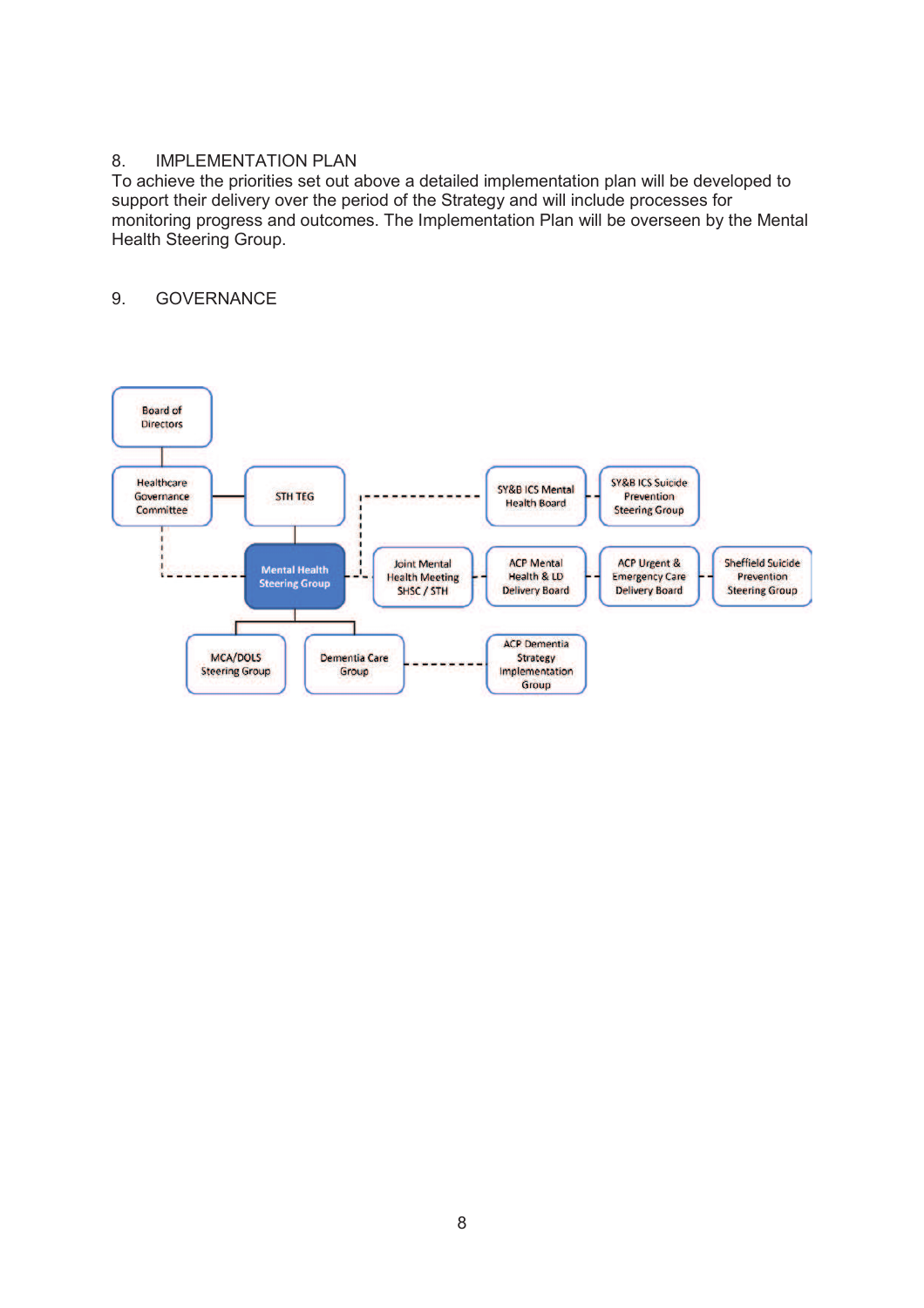## 8. IMPLEMENTATION PLAN

To achieve the priorities set out above a detailed implementation plan will be developed to support their delivery over the period of the Strategy and will include processes for monitoring progress and outcomes. The Implementation Plan will be overseen by the Mental Health Steering Group.

## 9. GOVERNANCE

Board of Directors

Healthcare Governance Committee

STH TEG

SY&B ICS Mental Health Board

SY&B ICS Suicide Prevention Steering Group

Mental Health Steering Group

Joint Mental Health Meeting SHSC / STH

ACP Mental Health & LD Delivery Board

ACP Urgent & Emergency Care Delivery Board

Sheffield Suicide Prevention Steering Group

MCA/DOLS Steering Group

Dementia Care Group

ACP Dementia Strategy Implementation Group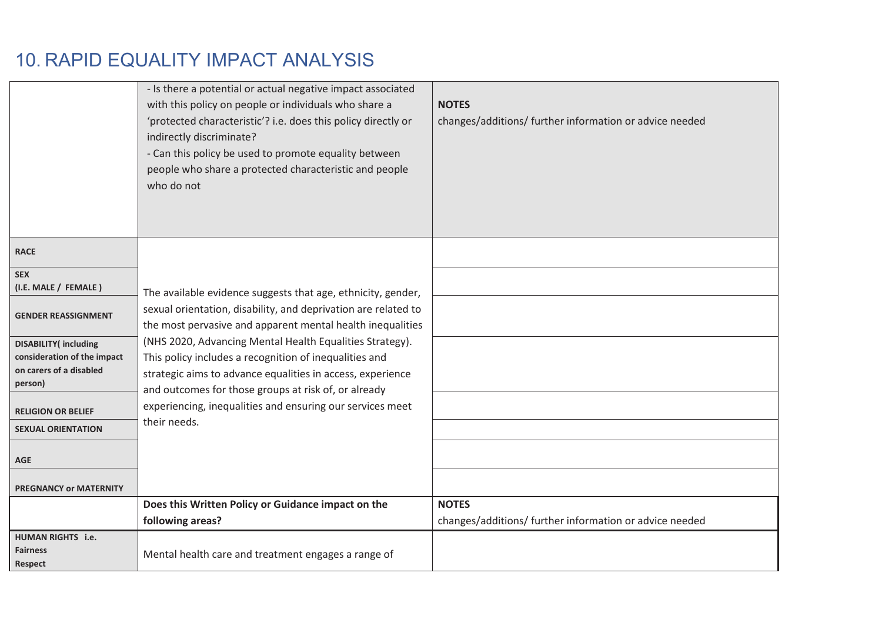# 10. RAPID EQUALITY IMPACT ANALYSIS

| | - Is there a potential or actual negative impact associated with this policy on people or individuals who share a 'protected characteristic'? i.e. does this policy directly or indirectly discriminate?<br>- Can this policy be used to promote equality between people who share a protected characteristic and people who do not | **NOTES**<br>changes/additions/ further information or advice needed |
|---|---|---|
| **RACE** | The available evidence suggests that age, ethnicity, gender, sexual orientation, disability, and deprivation are related to the most pervasive and apparent mental health inequalities (NHS 2020, Advancing Mental Health Equalities Strategy). This policy includes a recognition of inequalities and strategic aims to advance equalities in access, experience and outcomes for those groups at risk of, or already experiencing, inequalities and ensuring our services meet their needs. | |
| **SEX (I.E. MALE / FEMALE )** | | |
| **GENDER REASSIGNMENT** | | |
| **DISABILITY( including consideration of the impact on carers of a disabled person)** | | |
| **RELIGION OR BELIEF** | | |
| **SEXUAL ORIENTATION** | | |
| **AGE** | | |
| **PREGNANCY or MATERNITY** | | |
| | **Does this Written Policy or Guidance impact on the following areas?** | **NOTES**<br>changes/additions/ further information or advice needed |
| **HUMAN RIGHTS i.e. Fairness Respect** | Mental health care and treatment engages a range of | |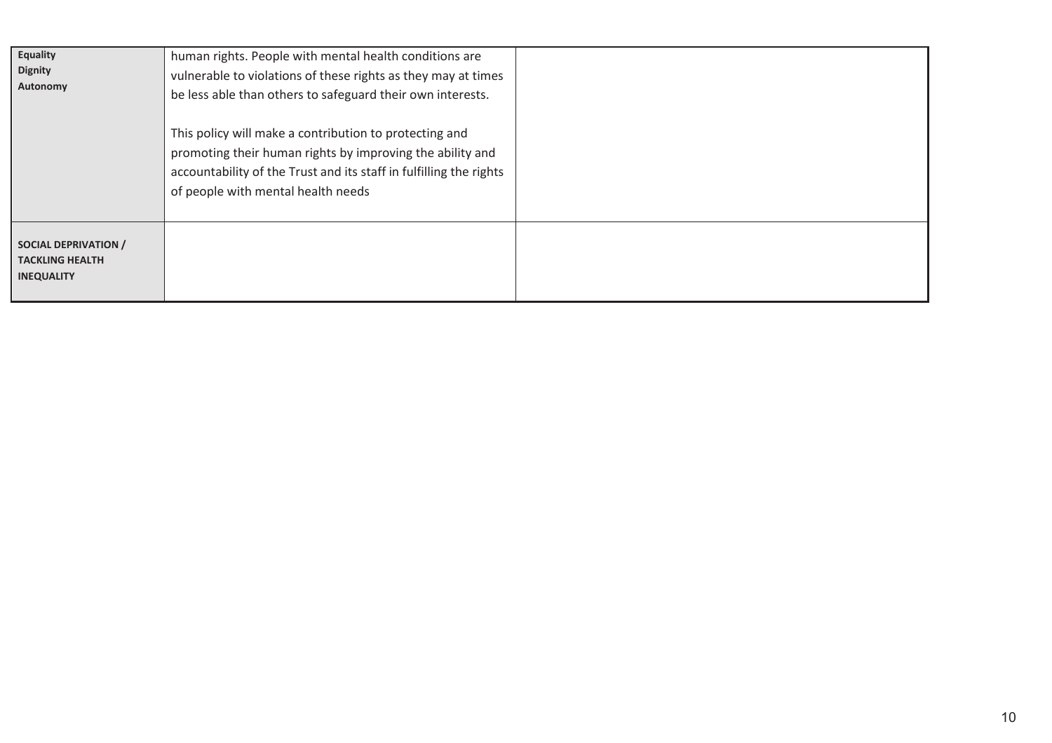| | | |
|---|---|---|
| **Equality**<br>**Dignity**<br>**Autonomy** | human rights. People with mental health conditions are vulnerable to violations of these rights as they may at times be less able than others to safeguard their own interests.<br><br>This policy will make a contribution to protecting and promoting their human rights by improving the ability and accountability of the Trust and its staff in fulfilling the rights of people with mental health needs | |
| **SOCIAL DEPRIVATION / TACKLING HEALTH INEQUALITY** | | |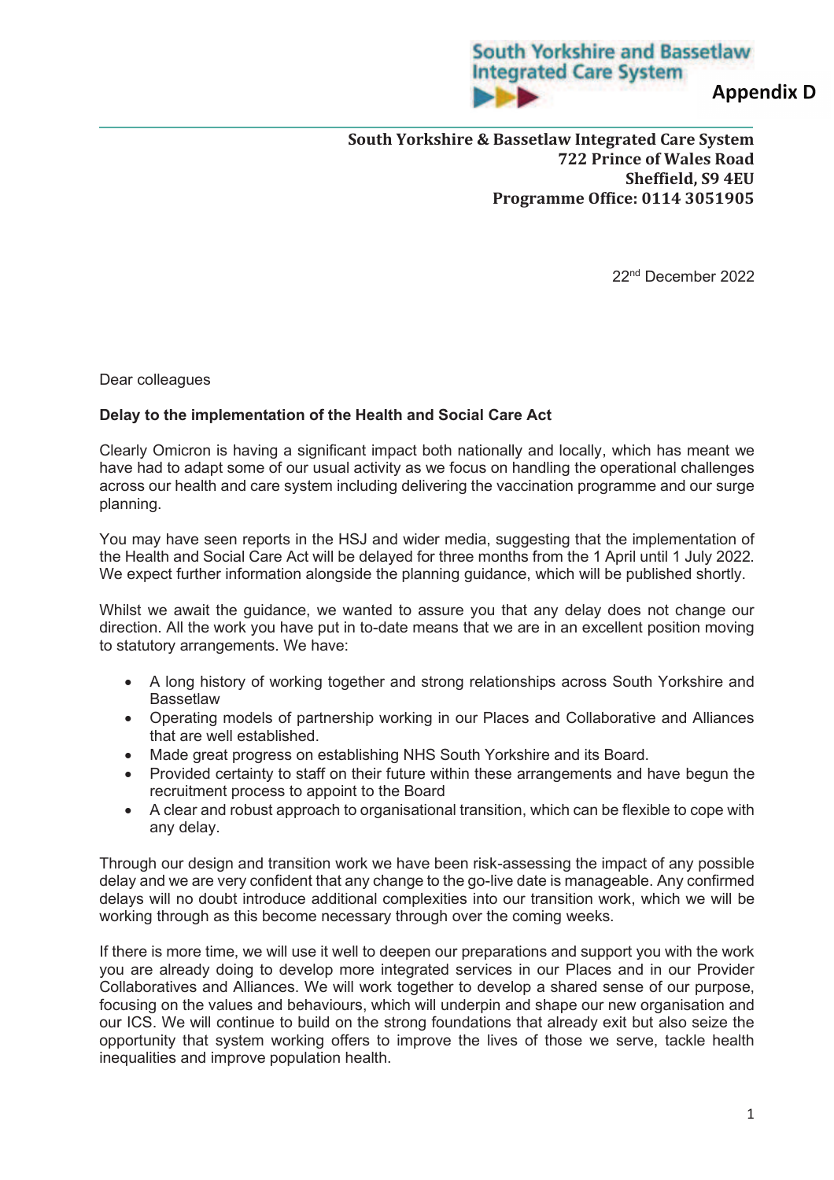South Yorkshire and Bassetlaw Integrated Care System

**Appendix D**

**South Yorkshire & Bassetlaw Integrated Care System**
**722 Prince of Wales Road**
**Sheffield, S9 4EU**
**Programme Office: 0114 3051905**

22nd December 2022

Dear colleagues

**Delay to the implementation of the Health and Social Care Act**

Clearly Omicron is having a significant impact both nationally and locally, which has meant we have had to adapt some of our usual activity as we focus on handling the operational challenges across our health and care system including delivering the vaccination programme and our surge planning.

You may have seen reports in the HSJ and wider media, suggesting that the implementation of the Health and Social Care Act will be delayed for three months from the 1 April until 1 July 2022. We expect further information alongside the planning guidance, which will be published shortly.

Whilst we await the guidance, we wanted to assure you that any delay does not change our direction. All the work you have put in to-date means that we are in an excellent position moving to statutory arrangements. We have:

- A long history of working together and strong relationships across South Yorkshire and Bassetlaw
- Operating models of partnership working in our Places and Collaborative and Alliances that are well established.
- Made great progress on establishing NHS South Yorkshire and its Board.
- Provided certainty to staff on their future within these arrangements and have begun the recruitment process to appoint to the Board
- A clear and robust approach to organisational transition, which can be flexible to cope with any delay.

Through our design and transition work we have been risk-assessing the impact of any possible delay and we are very confident that any change to the go-live date is manageable. Any confirmed delays will no doubt introduce additional complexities into our transition work, which we will be working through as this become necessary through over the coming weeks.

If there is more time, we will use it well to deepen our preparations and support you with the work you are already doing to develop more integrated services in our Places and in our Provider Collaboratives and Alliances. We will work together to develop a shared sense of our purpose, focusing on the values and behaviours, which will underpin and shape our new organisation and our ICS. We will continue to build on the strong foundations that already exit but also seize the opportunity that system working offers to improve the lives of those we serve, tackle health inequalities and improve population health.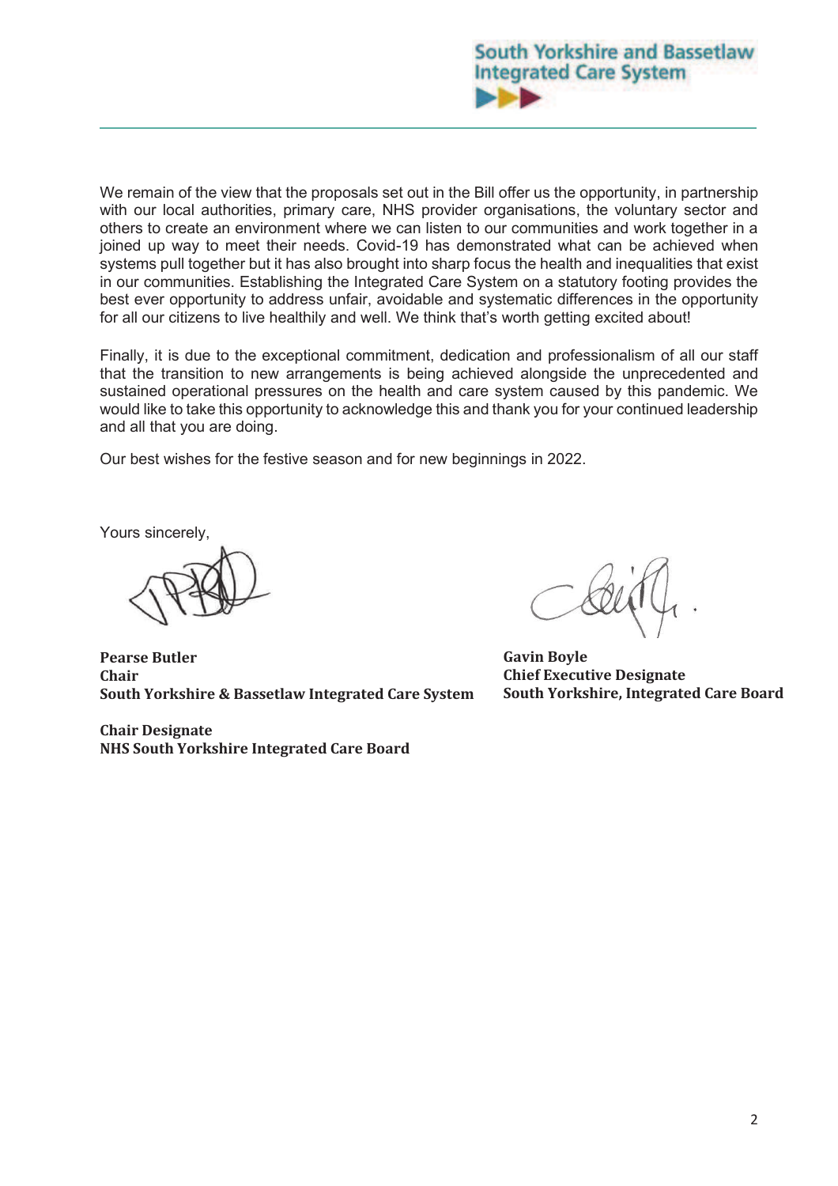We remain of the view that the proposals set out in the Bill offer us the opportunity, in partnership with our local authorities, primary care, NHS provider organisations, the voluntary sector and others to create an environment where we can listen to our communities and work together in a joined up way to meet their needs. Covid-19 has demonstrated what can be achieved when systems pull together but it has also brought into sharp focus the health and inequalities that exist in our communities. Establishing the Integrated Care System on a statutory footing provides the best ever opportunity to address unfair, avoidable and systematic differences in the opportunity for all our citizens to live healthily and well. We think that's worth getting excited about!

Finally, it is due to the exceptional commitment, dedication and professionalism of all our staff that the transition to new arrangements is being achieved alongside the unprecedented and sustained operational pressures on the health and care system caused by this pandemic. We would like to take this opportunity to acknowledge this and thank you for your continued leadership and all that you are doing.

Our best wishes for the festive season and for new beginnings in 2022.

Yours sincerely,

**Pearse Butler**
**Chair**
**South Yorkshire & Bassetlaw Integrated Care System**

**Chair Designate**
**NHS South Yorkshire Integrated Care Board**

**Gavin Boyle**
**Chief Executive Designate**
**South Yorkshire, Integrated Care Board**